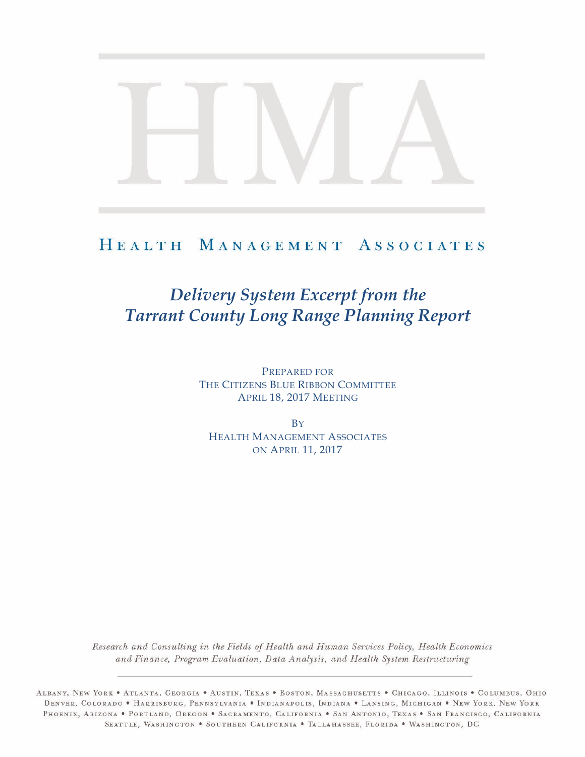# HMA

## Health Management Associates

# *Delivery System Excerpt from the Tarrant County Long Range Planning Report*

PREPARED FOR
THE CITIZENS BLUE RIBBON COMMITTEE
APRIL 18, 2017 MEETING

BY
HEALTH MANAGEMENT ASSOCIATES
ON APRIL 11, 2017

*Research and Consulting in the Fields of Health and Human Services Policy, Health Economics and Finance, Program Evaluation, Data Analysis, and Health System Restructuring*

ALBANY, NEW YORK • ATLANTA, GEORGIA • AUSTIN, TEXAS • BOSTON, MASSACHUSETTS • CHICAGO, ILLINOIS • COLUMBUS, OHIO
DENVER, COLORADO • HARRISBURG, PENNSYLVANIA • INDIANAPOLIS, INDIANA • LANSING, MICHIGAN • NEW YORK, NEW YORK
PHOENIX, ARIZONA • PORTLAND, OREGON • SACRAMENTO, CALIFORNIA • SAN ANTONIO, TEXAS • SAN FRANCISCO, CALIFORNIA
SEATTLE, WASHINGTON • SOUTHERN CALIFORNIA • TALLAHASSEE, FLORIDA • WASHINGTON, DC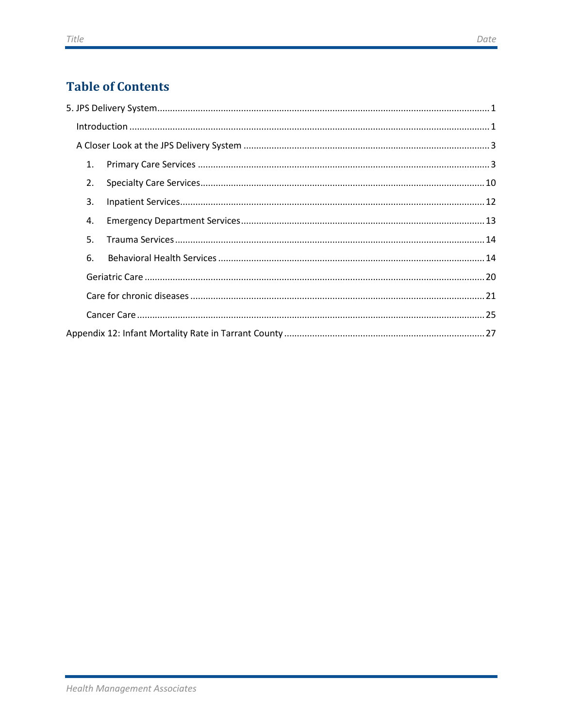# Table of Contents

5. JPS Delivery System ........................................ 1
    - Introduction ........................................ 1
    - A Closer Look at the JPS Delivery System ........................................ 3
        1. Primary Care Services ........................................ 3
        2. Specialty Care Services ........................................ 10
        3. Inpatient Services ........................................ 12
        4. Emergency Department Services ........................................ 13
        5. Trauma Services ........................................ 14
        6. Behavioral Health Services ........................................ 14
        - Geriatric Care ........................................ 20
        - Care for chronic diseases ........................................ 21
        - Cancer Care ........................................ 25

Appendix 12: Infant Mortality Rate in Tarrant County ........................................ 27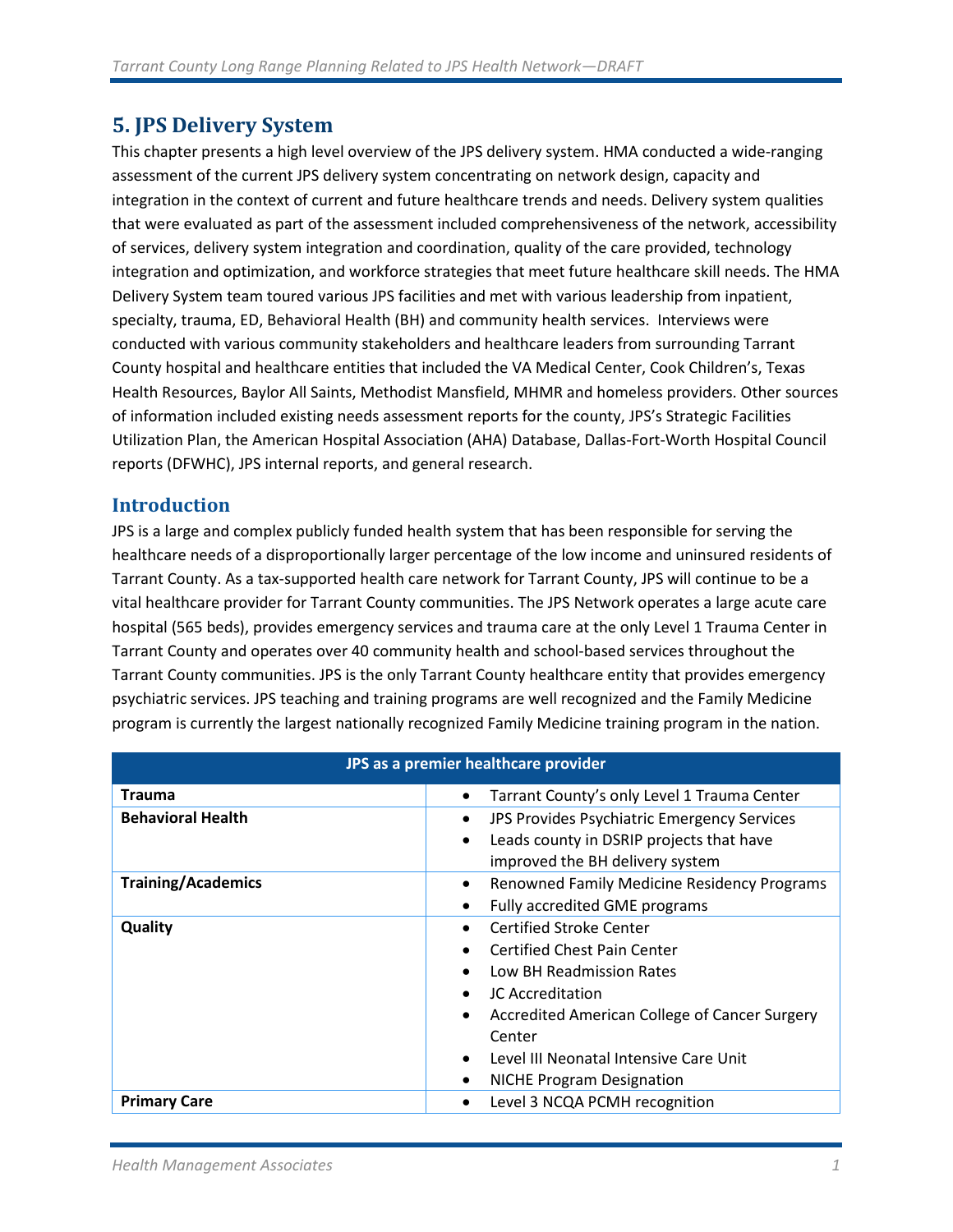## 5. JPS Delivery System

This chapter presents a high level overview of the JPS delivery system. HMA conducted a wide-ranging assessment of the current JPS delivery system concentrating on network design, capacity and integration in the context of current and future healthcare trends and needs. Delivery system qualities that were evaluated as part of the assessment included comprehensiveness of the network, accessibility of services, delivery system integration and coordination, quality of the care provided, technology integration and optimization, and workforce strategies that meet future healthcare skill needs. The HMA Delivery System team toured various JPS facilities and met with various leadership from inpatient, specialty, trauma, ED, Behavioral Health (BH) and community health services. Interviews were conducted with various community stakeholders and healthcare leaders from surrounding Tarrant County hospital and healthcare entities that included the VA Medical Center, Cook Children's, Texas Health Resources, Baylor All Saints, Methodist Mansfield, MHMR and homeless providers. Other sources of information included existing needs assessment reports for the county, JPS's Strategic Facilities Utilization Plan, the American Hospital Association (AHA) Database, Dallas-Fort-Worth Hospital Council reports (DFWHC), JPS internal reports, and general research.

### Introduction

JPS is a large and complex publicly funded health system that has been responsible for serving the healthcare needs of a disproportionally larger percentage of the low income and uninsured residents of Tarrant County. As a tax-supported health care network for Tarrant County, JPS will continue to be a vital healthcare provider for Tarrant County communities. The JPS Network operates a large acute care hospital (565 beds), provides emergency services and trauma care at the only Level 1 Trauma Center in Tarrant County and operates over 40 community health and school-based services throughout the Tarrant County communities. JPS is the only Tarrant County healthcare entity that provides emergency psychiatric services. JPS teaching and training programs are well recognized and the Family Medicine program is currently the largest nationally recognized Family Medicine training program in the nation.

| JPS as a premier healthcare provider | |
|---|---|
| **Trauma** | • Tarrant County's only Level 1 Trauma Center |
| **Behavioral Health** | • JPS Provides Psychiatric Emergency Services<br>• Leads county in DSRIP projects that have improved the BH delivery system |
| **Training/Academics** | • Renowned Family Medicine Residency Programs<br>• Fully accredited GME programs |
| **Quality** | • Certified Stroke Center<br>• Certified Chest Pain Center<br>• Low BH Readmission Rates<br>• JC Accreditation<br>• Accredited American College of Cancer Surgery Center<br>• Level III Neonatal Intensive Care Unit<br>• NICHE Program Designation |
| **Primary Care** | • Level 3 NCQA PCMH recognition |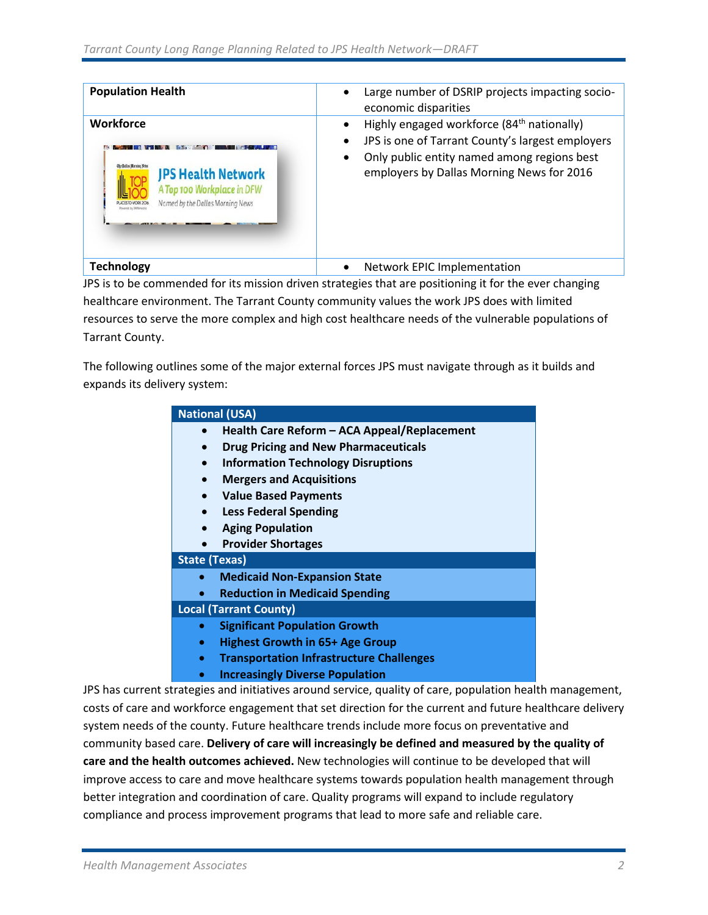| Population Health | • Large number of DSRIP projects impacting socio-economic disparities |
|---|---|
| Workforce | • Highly engaged workforce (84th nationally)<br>• JPS is one of Tarrant County's largest employers<br>• Only public entity named among regions best employers by Dallas Morning News for 2016 |
| Technology | • Network EPIC Implementation |

JPS is to be commended for its mission driven strategies that are positioning it for the ever changing healthcare environment. The Tarrant County community values the work JPS does with limited resources to serve the more complex and high cost healthcare needs of the vulnerable populations of Tarrant County.

The following outlines some of the major external forces JPS must navigate through as it builds and expands its delivery system:

**National (USA)**

- **Health Care Reform – ACA Appeal/Replacement**
- **Drug Pricing and New Pharmaceuticals**
- **Information Technology Disruptions**
- **Mergers and Acquisitions**
- **Value Based Payments**
- **Less Federal Spending**
- **Aging Population**
- **Provider Shortages**

**State (Texas)**

- **Medicaid Non-Expansion State**
- **Reduction in Medicaid Spending**

**Local (Tarrant County)**

- **Significant Population Growth**
- **Highest Growth in 65+ Age Group**
- **Transportation Infrastructure Challenges**
- **Increasingly Diverse Population**

JPS has current strategies and initiatives around service, quality of care, population health management, costs of care and workforce engagement that set direction for the current and future healthcare delivery system needs of the county. Future healthcare trends include more focus on preventative and community based care. **Delivery of care will increasingly be defined and measured by the quality of care and the health outcomes achieved.** New technologies will continue to be developed that will improve access to care and move healthcare systems towards population health management through better integration and coordination of care. Quality programs will expand to include regulatory compliance and process improvement programs that lead to more safe and reliable care.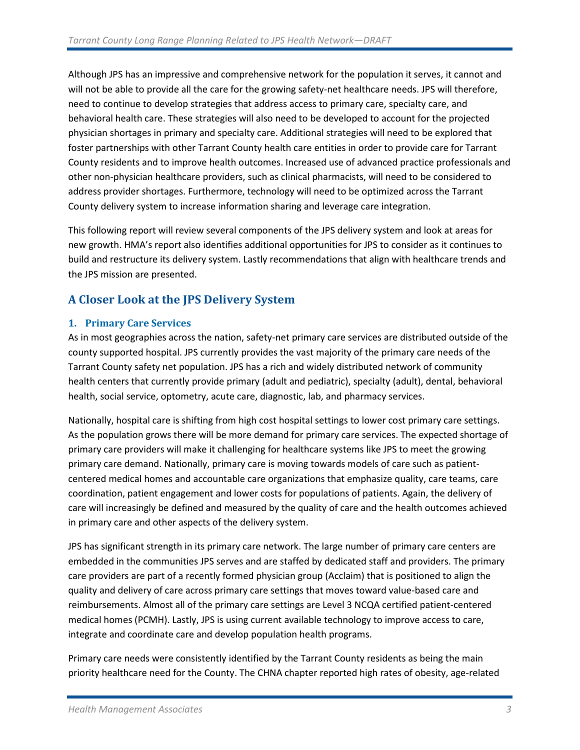Although JPS has an impressive and comprehensive network for the population it serves, it cannot and will not be able to provide all the care for the growing safety-net healthcare needs. JPS will therefore, need to continue to develop strategies that address access to primary care, specialty care, and behavioral health care. These strategies will also need to be developed to account for the projected physician shortages in primary and specialty care. Additional strategies will need to be explored that foster partnerships with other Tarrant County health care entities in order to provide care for Tarrant County residents and to improve health outcomes. Increased use of advanced practice professionals and other non-physician healthcare providers, such as clinical pharmacists, will need to be considered to address provider shortages. Furthermore, technology will need to be optimized across the Tarrant County delivery system to increase information sharing and leverage care integration.

This following report will review several components of the JPS delivery system and look at areas for new growth. HMA's report also identifies additional opportunities for JPS to consider as it continues to build and restructure its delivery system. Lastly recommendations that align with healthcare trends and the JPS mission are presented.

## A Closer Look at the JPS Delivery System

### 1. Primary Care Services

As in most geographies across the nation, safety-net primary care services are distributed outside of the county supported hospital. JPS currently provides the vast majority of the primary care needs of the Tarrant County safety net population. JPS has a rich and widely distributed network of community health centers that currently provide primary (adult and pediatric), specialty (adult), dental, behavioral health, social service, optometry, acute care, diagnostic, lab, and pharmacy services.

Nationally, hospital care is shifting from high cost hospital settings to lower cost primary care settings. As the population grows there will be more demand for primary care services. The expected shortage of primary care providers will make it challenging for healthcare systems like JPS to meet the growing primary care demand. Nationally, primary care is moving towards models of care such as patient-centered medical homes and accountable care organizations that emphasize quality, care teams, care coordination, patient engagement and lower costs for populations of patients. Again, the delivery of care will increasingly be defined and measured by the quality of care and the health outcomes achieved in primary care and other aspects of the delivery system.

JPS has significant strength in its primary care network. The large number of primary care centers are embedded in the communities JPS serves and are staffed by dedicated staff and providers. The primary care providers are part of a recently formed physician group (Acclaim) that is positioned to align the quality and delivery of care across primary care settings that moves toward value-based care and reimbursements. Almost all of the primary care settings are Level 3 NCQA certified patient-centered medical homes (PCMH). Lastly, JPS is using current available technology to improve access to care, integrate and coordinate care and develop population health programs.

Primary care needs were consistently identified by the Tarrant County residents as being the main priority healthcare need for the County. The CHNA chapter reported high rates of obesity, age-related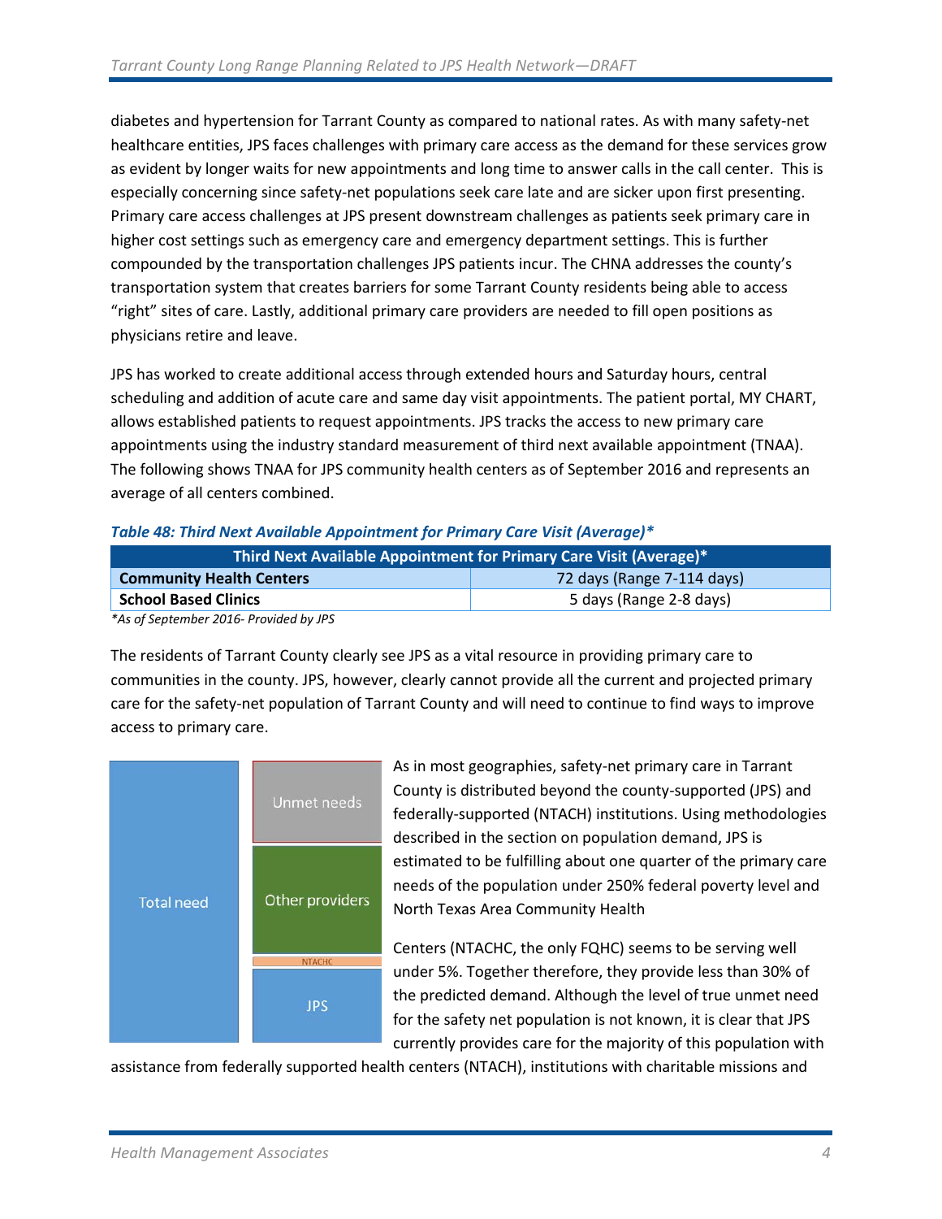diabetes and hypertension for Tarrant County as compared to national rates. As with many safety-net healthcare entities, JPS faces challenges with primary care access as the demand for these services grow as evident by longer waits for new appointments and long time to answer calls in the call center. This is especially concerning since safety-net populations seek care late and are sicker upon first presenting. Primary care access challenges at JPS present downstream challenges as patients seek primary care in higher cost settings such as emergency care and emergency department settings. This is further compounded by the transportation challenges JPS patients incur. The CHNA addresses the county's transportation system that creates barriers for some Tarrant County residents being able to access "right" sites of care. Lastly, additional primary care providers are needed to fill open positions as physicians retire and leave.

JPS has worked to create additional access through extended hours and Saturday hours, central scheduling and addition of acute care and same day visit appointments. The patient portal, MY CHART, allows established patients to request appointments. JPS tracks the access to new primary care appointments using the industry standard measurement of third next available appointment (TNAA). The following shows TNAA for JPS community health centers as of September 2016 and represents an average of all centers combined.

*Table 48: Third Next Available Appointment for Primary Care Visit (Average)**

| Third Next Available Appointment for Primary Care Visit (Average)* | |
|---|---|
| **Community Health Centers** | 72 days (Range 7-114 days) |
| **School Based Clinics** | 5 days (Range 2-8 days) |

*As of September 2016- Provided by JPS*

The residents of Tarrant County clearly see JPS as a vital resource in providing primary care to communities in the county. JPS, however, clearly cannot provide all the current and projected primary care for the safety-net population of Tarrant County and will need to continue to find ways to improve access to primary care.

Total need | Unmet needs | Other providers | NTACHC | JPS

As in most geographies, safety-net primary care in Tarrant County is distributed beyond the county-supported (JPS) and federally-supported (NTACH) institutions. Using methodologies described in the section on population demand, JPS is estimated to be fulfilling about one quarter of the primary care needs of the population under 250% federal poverty level and North Texas Area Community Health

Centers (NTACHC, the only FQHC) seems to be serving well under 5%. Together therefore, they provide less than 30% of the predicted demand. Although the level of true unmet need for the safety net population is not known, it is clear that JPS currently provides care for the majority of this population with assistance from federally supported health centers (NTACH), institutions with charitable missions and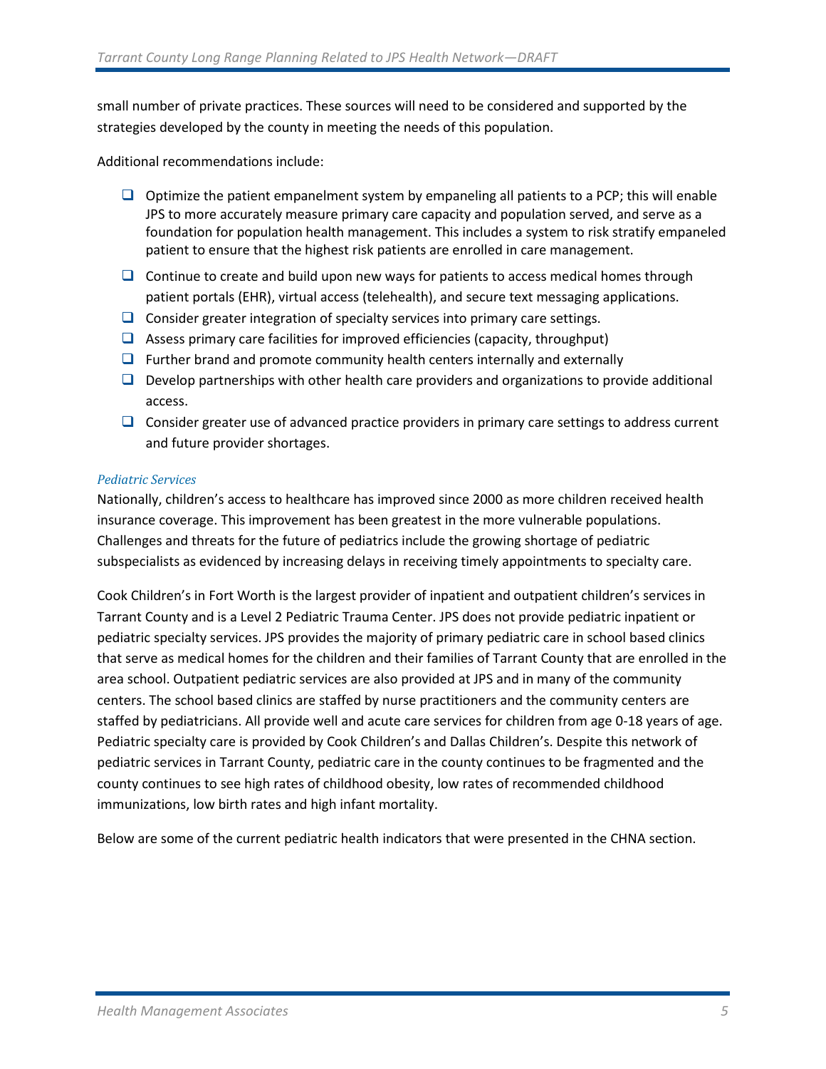small number of private practices. These sources will need to be considered and supported by the strategies developed by the county in meeting the needs of this population.

Additional recommendations include:

- Optimize the patient empanelment system by empaneling all patients to a PCP; this will enable JPS to more accurately measure primary care capacity and population served, and serve as a foundation for population health management. This includes a system to risk stratify empaneled patient to ensure that the highest risk patients are enrolled in care management.
- Continue to create and build upon new ways for patients to access medical homes through patient portals (EHR), virtual access (telehealth), and secure text messaging applications.
- Consider greater integration of specialty services into primary care settings.
- Assess primary care facilities for improved efficiencies (capacity, throughput)
- Further brand and promote community health centers internally and externally
- Develop partnerships with other health care providers and organizations to provide additional access.
- Consider greater use of advanced practice providers in primary care settings to address current and future provider shortages.

### *Pediatric Services*

Nationally, children's access to healthcare has improved since 2000 as more children received health insurance coverage. This improvement has been greatest in the more vulnerable populations. Challenges and threats for the future of pediatrics include the growing shortage of pediatric subspecialists as evidenced by increasing delays in receiving timely appointments to specialty care.

Cook Children's in Fort Worth is the largest provider of inpatient and outpatient children's services in Tarrant County and is a Level 2 Pediatric Trauma Center. JPS does not provide pediatric inpatient or pediatric specialty services. JPS provides the majority of primary pediatric care in school based clinics that serve as medical homes for the children and their families of Tarrant County that are enrolled in the area school. Outpatient pediatric services are also provided at JPS and in many of the community centers. The school based clinics are staffed by nurse practitioners and the community centers are staffed by pediatricians. All provide well and acute care services for children from age 0-18 years of age. Pediatric specialty care is provided by Cook Children's and Dallas Children's. Despite this network of pediatric services in Tarrant County, pediatric care in the county continues to be fragmented and the county continues to see high rates of childhood obesity, low rates of recommended childhood immunizations, low birth rates and high infant mortality.

Below are some of the current pediatric health indicators that were presented in the CHNA section.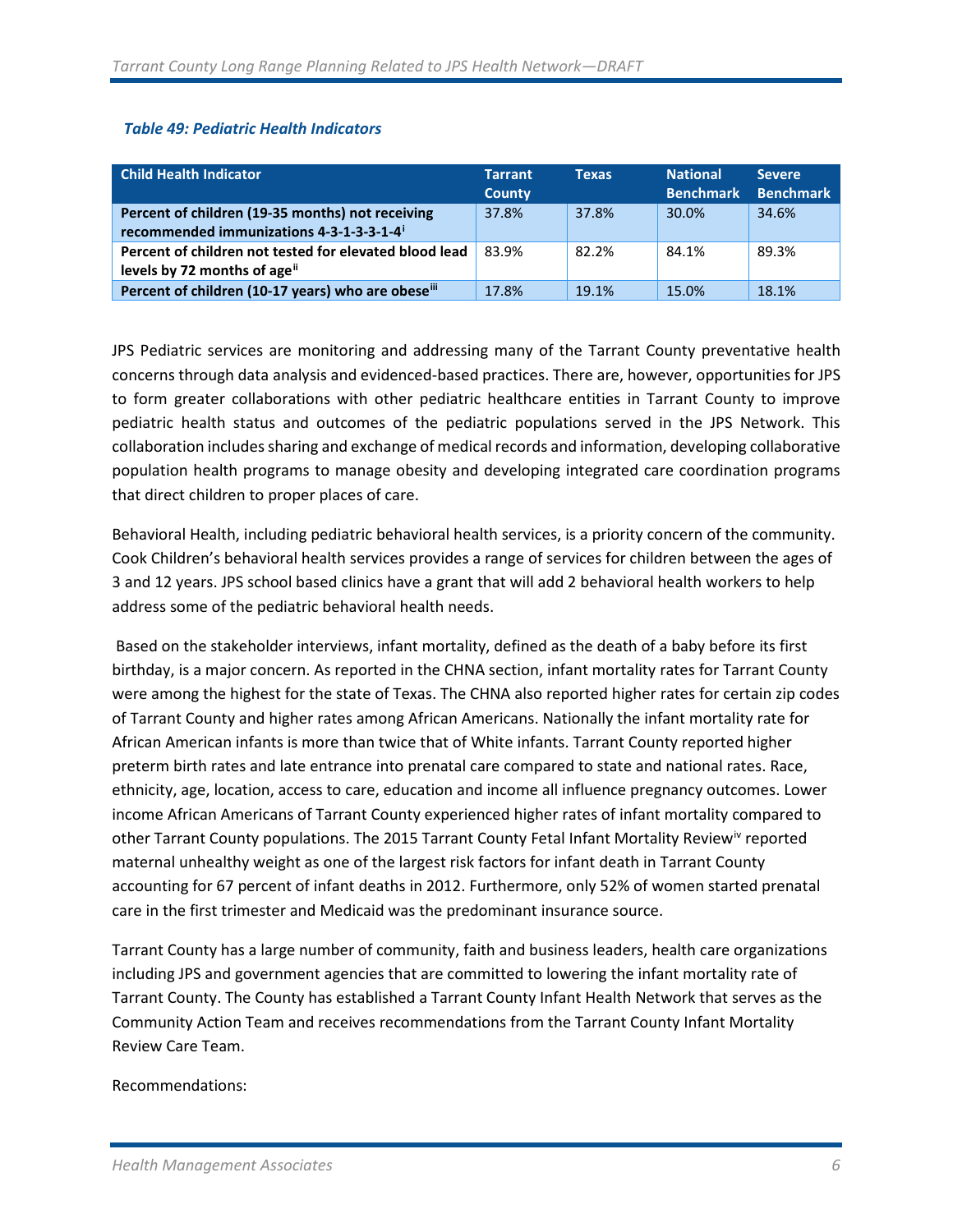*Table 49: Pediatric Health Indicators*

| Child Health Indicator | Tarrant County | Texas | National Benchmark | Severe Benchmark |
|---|---|---|---|---|
| **Percent of children (19-35 months) not receiving recommended immunizations 4-3-1-3-3-1-4**[i] | 37.8% | 37.8% | 30.0% | 34.6% |
| **Percent of children not tested for elevated blood lead levels by 72 months of age**[ii] | 83.9% | 82.2% | 84.1% | 89.3% |
| **Percent of children (10-17 years) who are obese**[iii] | 17.8% | 19.1% | 15.0% | 18.1% |

JPS Pediatric services are monitoring and addressing many of the Tarrant County preventative health concerns through data analysis and evidenced-based practices. There are, however, opportunities for JPS to form greater collaborations with other pediatric healthcare entities in Tarrant County to improve pediatric health status and outcomes of the pediatric populations served in the JPS Network. This collaboration includes sharing and exchange of medical records and information, developing collaborative population health programs to manage obesity and developing integrated care coordination programs that direct children to proper places of care.

Behavioral Health, including pediatric behavioral health services, is a priority concern of the community. Cook Children's behavioral health services provides a range of services for children between the ages of 3 and 12 years. JPS school based clinics have a grant that will add 2 behavioral health workers to help address some of the pediatric behavioral health needs.

Based on the stakeholder interviews, infant mortality, defined as the death of a baby before its first birthday, is a major concern. As reported in the CHNA section, infant mortality rates for Tarrant County were among the highest for the state of Texas. The CHNA also reported higher rates for certain zip codes of Tarrant County and higher rates among African Americans. Nationally the infant mortality rate for African American infants is more than twice that of White infants. Tarrant County reported higher preterm birth rates and late entrance into prenatal care compared to state and national rates. Race, ethnicity, age, location, access to care, education and income all influence pregnancy outcomes. Lower income African Americans of Tarrant County experienced higher rates of infant mortality compared to other Tarrant County populations. The 2015 Tarrant County Fetal Infant Mortality Review[iv] reported maternal unhealthy weight as one of the largest risk factors for infant death in Tarrant County accounting for 67 percent of infant deaths in 2012. Furthermore, only 52% of women started prenatal care in the first trimester and Medicaid was the predominant insurance source.

Tarrant County has a large number of community, faith and business leaders, health care organizations including JPS and government agencies that are committed to lowering the infant mortality rate of Tarrant County. The County has established a Tarrant County Infant Health Network that serves as the Community Action Team and receives recommendations from the Tarrant County Infant Mortality Review Care Team.

Recommendations: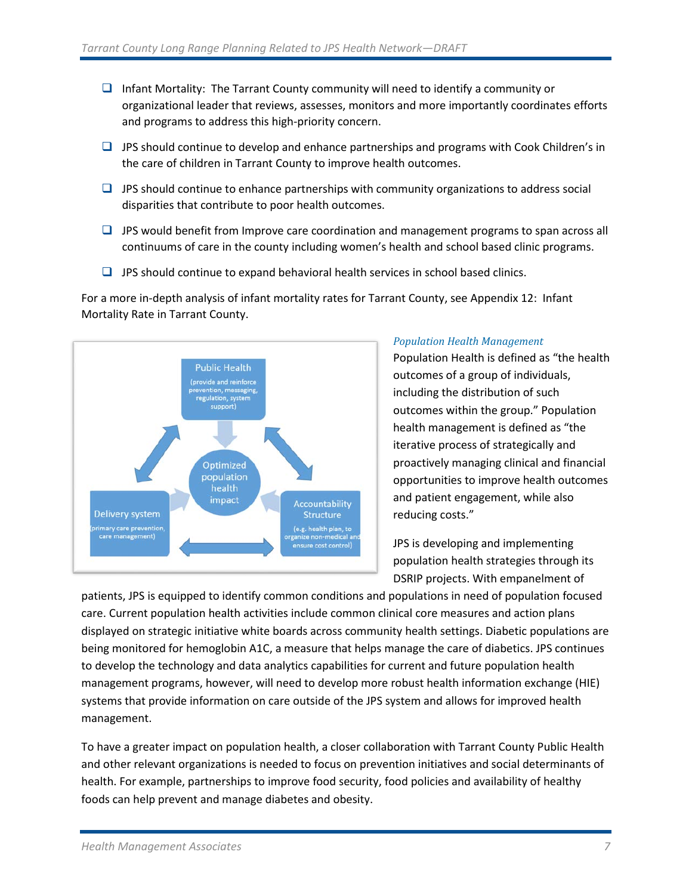- Infant Mortality: The Tarrant County community will need to identify a community or organizational leader that reviews, assesses, monitors and more importantly coordinates efforts and programs to address this high-priority concern.
- JPS should continue to develop and enhance partnerships and programs with Cook Children's in the care of children in Tarrant County to improve health outcomes.
- JPS should continue to enhance partnerships with community organizations to address social disparities that contribute to poor health outcomes.
- JPS would benefit from Improve care coordination and management programs to span across all continuums of care in the county including women's health and school based clinic programs.
- JPS should continue to expand behavioral health services in school based clinics.

For a more in-depth analysis of infant mortality rates for Tarrant County, see Appendix 12: Infant Mortality Rate in Tarrant County.

*Population Health Management*

Population Health is defined as "the health outcomes of a group of individuals, including the distribution of such outcomes within the group." Population health management is defined as "the iterative process of strategically and proactively managing clinical and financial opportunities to improve health outcomes and patient engagement, while also reducing costs."

Public Health (provide and reinforce prevention, messaging, regulation, system support)

Optimized population health impact

Delivery system (primary care prevention, care management)

Accountability Structure (e.g. health plan, to organize non-medical and ensure cost control)

JPS is developing and implementing population health strategies through its DSRIP projects. With empanelment of patients, JPS is equipped to identify common conditions and populations in need of population focused care. Current population health activities include common clinical core measures and action plans displayed on strategic initiative white boards across community health settings. Diabetic populations are being monitored for hemoglobin A1C, a measure that helps manage the care of diabetics. JPS continues to develop the technology and data analytics capabilities for current and future population health management programs, however, will need to develop more robust health information exchange (HIE) systems that provide information on care outside of the JPS system and allows for improved health management.

To have a greater impact on population health, a closer collaboration with Tarrant County Public Health and other relevant organizations is needed to focus on prevention initiatives and social determinants of health. For example, partnerships to improve food security, food policies and availability of healthy foods can help prevent and manage diabetes and obesity.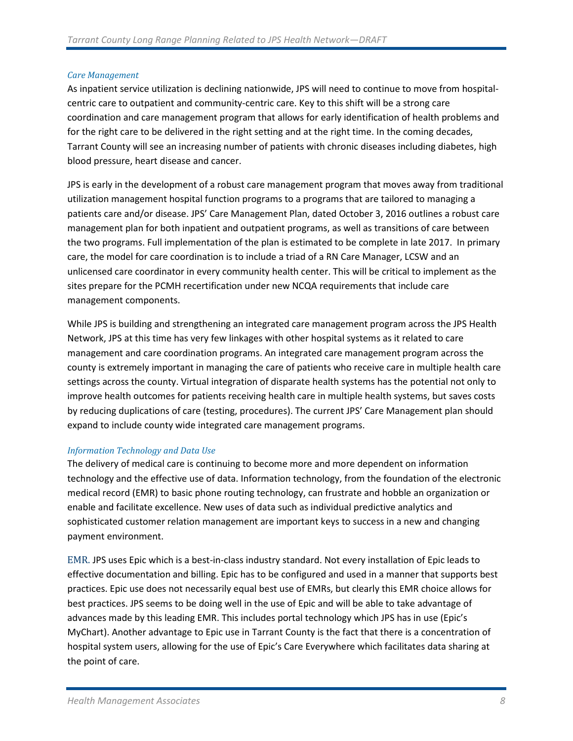### *Care Management*

As inpatient service utilization is declining nationwide, JPS will need to continue to move from hospital-centric care to outpatient and community-centric care. Key to this shift will be a strong care coordination and care management program that allows for early identification of health problems and for the right care to be delivered in the right setting and at the right time. In the coming decades, Tarrant County will see an increasing number of patients with chronic diseases including diabetes, high blood pressure, heart disease and cancer.

JPS is early in the development of a robust care management program that moves away from traditional utilization management hospital function programs to a programs that are tailored to managing a patients care and/or disease. JPS' Care Management Plan, dated October 3, 2016 outlines a robust care management plan for both inpatient and outpatient programs, as well as transitions of care between the two programs. Full implementation of the plan is estimated to be complete in late 2017. In primary care, the model for care coordination is to include a triad of a RN Care Manager, LCSW and an unlicensed care coordinator in every community health center. This will be critical to implement as the sites prepare for the PCMH recertification under new NCQA requirements that include care management components.

While JPS is building and strengthening an integrated care management program across the JPS Health Network, JPS at this time has very few linkages with other hospital systems as it related to care management and care coordination programs. An integrated care management program across the county is extremely important in managing the care of patients who receive care in multiple health care settings across the county. Virtual integration of disparate health systems has the potential not only to improve health outcomes for patients receiving health care in multiple health systems, but saves costs by reducing duplications of care (testing, procedures). The current JPS' Care Management plan should expand to include county wide integrated care management programs.

### *Information Technology and Data Use*

The delivery of medical care is continuing to become more and more dependent on information technology and the effective use of data. Information technology, from the foundation of the electronic medical record (EMR) to basic phone routing technology, can frustrate and hobble an organization or enable and facilitate excellence. New uses of data such as individual predictive analytics and sophisticated customer relation management are important keys to success in a new and changing payment environment.

EMR. JPS uses Epic which is a best-in-class industry standard. Not every installation of Epic leads to effective documentation and billing. Epic has to be configured and used in a manner that supports best practices. Epic use does not necessarily equal best use of EMRs, but clearly this EMR choice allows for best practices. JPS seems to be doing well in the use of Epic and will be able to take advantage of advances made by this leading EMR. This includes portal technology which JPS has in use (Epic's MyChart). Another advantage to Epic use in Tarrant County is the fact that there is a concentration of hospital system users, allowing for the use of Epic's Care Everywhere which facilitates data sharing at the point of care.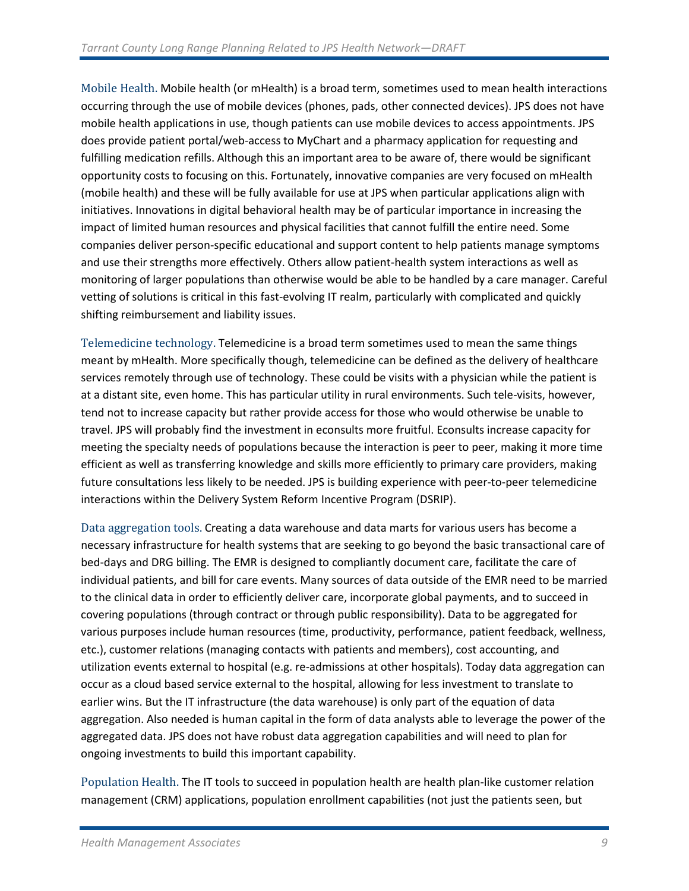Mobile Health. Mobile health (or mHealth) is a broad term, sometimes used to mean health interactions occurring through the use of mobile devices (phones, pads, other connected devices). JPS does not have mobile health applications in use, though patients can use mobile devices to access appointments. JPS does provide patient portal/web-access to MyChart and a pharmacy application for requesting and fulfilling medication refills. Although this an important area to be aware of, there would be significant opportunity costs to focusing on this. Fortunately, innovative companies are very focused on mHealth (mobile health) and these will be fully available for use at JPS when particular applications align with initiatives. Innovations in digital behavioral health may be of particular importance in increasing the impact of limited human resources and physical facilities that cannot fulfill the entire need. Some companies deliver person-specific educational and support content to help patients manage symptoms and use their strengths more effectively. Others allow patient-health system interactions as well as monitoring of larger populations than otherwise would be able to be handled by a care manager. Careful vetting of solutions is critical in this fast-evolving IT realm, particularly with complicated and quickly shifting reimbursement and liability issues.

Telemedicine technology. Telemedicine is a broad term sometimes used to mean the same things meant by mHealth. More specifically though, telemedicine can be defined as the delivery of healthcare services remotely through use of technology. These could be visits with a physician while the patient is at a distant site, even home. This has particular utility in rural environments. Such tele-visits, however, tend not to increase capacity but rather provide access for those who would otherwise be unable to travel. JPS will probably find the investment in econsults more fruitful. Econsults increase capacity for meeting the specialty needs of populations because the interaction is peer to peer, making it more time efficient as well as transferring knowledge and skills more efficiently to primary care providers, making future consultations less likely to be needed. JPS is building experience with peer-to-peer telemedicine interactions within the Delivery System Reform Incentive Program (DSRIP).

Data aggregation tools. Creating a data warehouse and data marts for various users has become a necessary infrastructure for health systems that are seeking to go beyond the basic transactional care of bed-days and DRG billing. The EMR is designed to compliantly document care, facilitate the care of individual patients, and bill for care events. Many sources of data outside of the EMR need to be married to the clinical data in order to efficiently deliver care, incorporate global payments, and to succeed in covering populations (through contract or through public responsibility). Data to be aggregated for various purposes include human resources (time, productivity, performance, patient feedback, wellness, etc.), customer relations (managing contacts with patients and members), cost accounting, and utilization events external to hospital (e.g. re-admissions at other hospitals). Today data aggregation can occur as a cloud based service external to the hospital, allowing for less investment to translate to earlier wins. But the IT infrastructure (the data warehouse) is only part of the equation of data aggregation. Also needed is human capital in the form of data analysts able to leverage the power of the aggregated data. JPS does not have robust data aggregation capabilities and will need to plan for ongoing investments to build this important capability.

Population Health. The IT tools to succeed in population health are health plan-like customer relation management (CRM) applications, population enrollment capabilities (not just the patients seen, but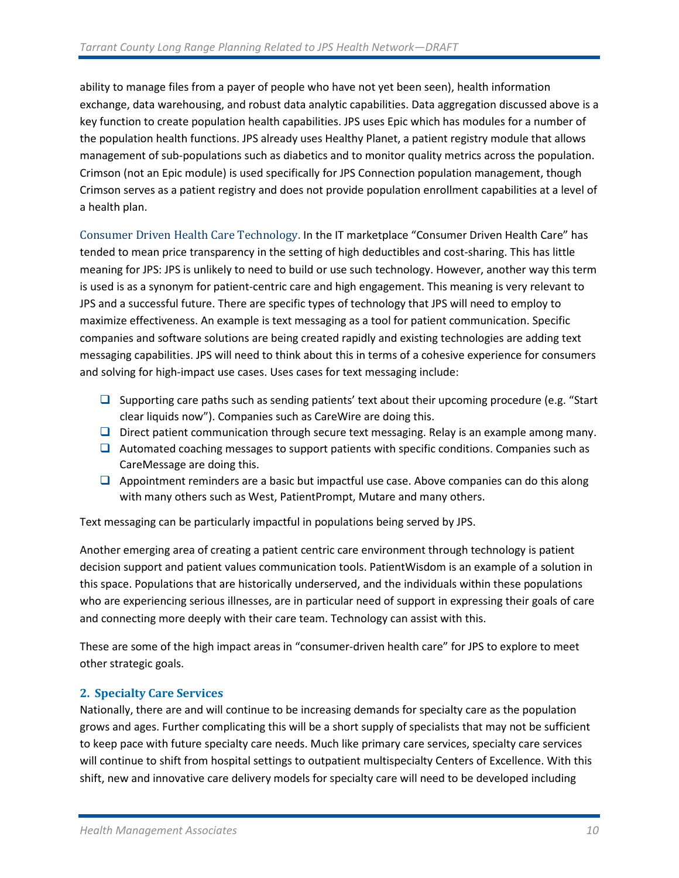ability to manage files from a payer of people who have not yet been seen), health information exchange, data warehousing, and robust data analytic capabilities. Data aggregation discussed above is a key function to create population health capabilities. JPS uses Epic which has modules for a number of the population health functions. JPS already uses Healthy Planet, a patient registry module that allows management of sub-populations such as diabetics and to monitor quality metrics across the population. Crimson (not an Epic module) is used specifically for JPS Connection population management, though Crimson serves as a patient registry and does not provide population enrollment capabilities at a level of a health plan.

Consumer Driven Health Care Technology. In the IT marketplace "Consumer Driven Health Care" has tended to mean price transparency in the setting of high deductibles and cost-sharing. This has little meaning for JPS: JPS is unlikely to need to build or use such technology. However, another way this term is used is as a synonym for patient-centric care and high engagement. This meaning is very relevant to JPS and a successful future. There are specific types of technology that JPS will need to employ to maximize effectiveness. An example is text messaging as a tool for patient communication. Specific companies and software solutions are being created rapidly and existing technologies are adding text messaging capabilities. JPS will need to think about this in terms of a cohesive experience for consumers and solving for high-impact use cases. Uses cases for text messaging include:

- Supporting care paths such as sending patients' text about their upcoming procedure (e.g. "Start clear liquids now"). Companies such as CareWire are doing this.
- Direct patient communication through secure text messaging. Relay is an example among many.
- Automated coaching messages to support patients with specific conditions. Companies such as CareMessage are doing this.
- Appointment reminders are a basic but impactful use case. Above companies can do this along with many others such as West, PatientPrompt, Mutare and many others.

Text messaging can be particularly impactful in populations being served by JPS.

Another emerging area of creating a patient centric care environment through technology is patient decision support and patient values communication tools. PatientWisdom is an example of a solution in this space. Populations that are historically underserved, and the individuals within these populations who are experiencing serious illnesses, are in particular need of support in expressing their goals of care and connecting more deeply with their care team. Technology can assist with this.

These are some of the high impact areas in "consumer-driven health care" for JPS to explore to meet other strategic goals.

### 2. Specialty Care Services

Nationally, there are and will continue to be increasing demands for specialty care as the population grows and ages. Further complicating this will be a short supply of specialists that may not be sufficient to keep pace with future specialty care needs. Much like primary care services, specialty care services will continue to shift from hospital settings to outpatient multispecialty Centers of Excellence. With this shift, new and innovative care delivery models for specialty care will need to be developed including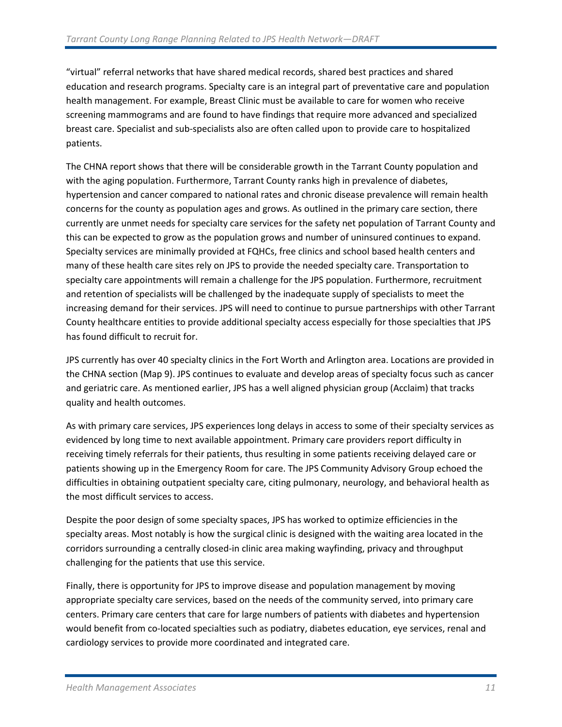"virtual" referral networks that have shared medical records, shared best practices and shared education and research programs. Specialty care is an integral part of preventative care and population health management. For example, Breast Clinic must be available to care for women who receive screening mammograms and are found to have findings that require more advanced and specialized breast care. Specialist and sub-specialists also are often called upon to provide care to hospitalized patients.

The CHNA report shows that there will be considerable growth in the Tarrant County population and with the aging population. Furthermore, Tarrant County ranks high in prevalence of diabetes, hypertension and cancer compared to national rates and chronic disease prevalence will remain health concerns for the county as population ages and grows. As outlined in the primary care section, there currently are unmet needs for specialty care services for the safety net population of Tarrant County and this can be expected to grow as the population grows and number of uninsured continues to expand. Specialty services are minimally provided at FQHCs, free clinics and school based health centers and many of these health care sites rely on JPS to provide the needed specialty care. Transportation to specialty care appointments will remain a challenge for the JPS population. Furthermore, recruitment and retention of specialists will be challenged by the inadequate supply of specialists to meet the increasing demand for their services. JPS will need to continue to pursue partnerships with other Tarrant County healthcare entities to provide additional specialty access especially for those specialties that JPS has found difficult to recruit for.

JPS currently has over 40 specialty clinics in the Fort Worth and Arlington area. Locations are provided in the CHNA section (Map 9). JPS continues to evaluate and develop areas of specialty focus such as cancer and geriatric care. As mentioned earlier, JPS has a well aligned physician group (Acclaim) that tracks quality and health outcomes.

As with primary care services, JPS experiences long delays in access to some of their specialty services as evidenced by long time to next available appointment. Primary care providers report difficulty in receiving timely referrals for their patients, thus resulting in some patients receiving delayed care or patients showing up in the Emergency Room for care. The JPS Community Advisory Group echoed the difficulties in obtaining outpatient specialty care, citing pulmonary, neurology, and behavioral health as the most difficult services to access.

Despite the poor design of some specialty spaces, JPS has worked to optimize efficiencies in the specialty areas. Most notably is how the surgical clinic is designed with the waiting area located in the corridors surrounding a centrally closed-in clinic area making wayfinding, privacy and throughput challenging for the patients that use this service.

Finally, there is opportunity for JPS to improve disease and population management by moving appropriate specialty care services, based on the needs of the community served, into primary care centers. Primary care centers that care for large numbers of patients with diabetes and hypertension would benefit from co-located specialties such as podiatry, diabetes education, eye services, renal and cardiology services to provide more coordinated and integrated care.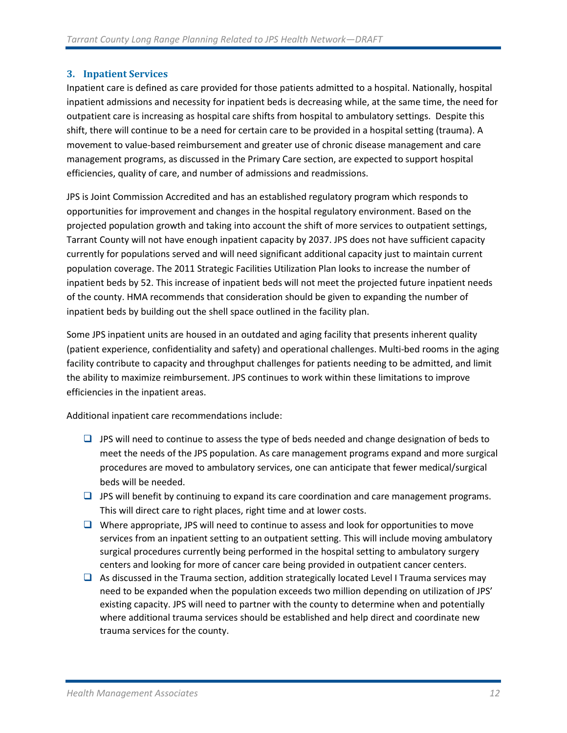### 3. Inpatient Services

Inpatient care is defined as care provided for those patients admitted to a hospital. Nationally, hospital inpatient admissions and necessity for inpatient beds is decreasing while, at the same time, the need for outpatient care is increasing as hospital care shifts from hospital to ambulatory settings. Despite this shift, there will continue to be a need for certain care to be provided in a hospital setting (trauma). A movement to value-based reimbursement and greater use of chronic disease management and care management programs, as discussed in the Primary Care section, are expected to support hospital efficiencies, quality of care, and number of admissions and readmissions.

JPS is Joint Commission Accredited and has an established regulatory program which responds to opportunities for improvement and changes in the hospital regulatory environment. Based on the projected population growth and taking into account the shift of more services to outpatient settings, Tarrant County will not have enough inpatient capacity by 2037. JPS does not have sufficient capacity currently for populations served and will need significant additional capacity just to maintain current population coverage. The 2011 Strategic Facilities Utilization Plan looks to increase the number of inpatient beds by 52. This increase of inpatient beds will not meet the projected future inpatient needs of the county. HMA recommends that consideration should be given to expanding the number of inpatient beds by building out the shell space outlined in the facility plan.

Some JPS inpatient units are housed in an outdated and aging facility that presents inherent quality (patient experience, confidentiality and safety) and operational challenges. Multi-bed rooms in the aging facility contribute to capacity and throughput challenges for patients needing to be admitted, and limit the ability to maximize reimbursement. JPS continues to work within these limitations to improve efficiencies in the inpatient areas.

Additional inpatient care recommendations include:

- JPS will need to continue to assess the type of beds needed and change designation of beds to meet the needs of the JPS population. As care management programs expand and more surgical procedures are moved to ambulatory services, one can anticipate that fewer medical/surgical beds will be needed.
- JPS will benefit by continuing to expand its care coordination and care management programs. This will direct care to right places, right time and at lower costs.
- Where appropriate, JPS will need to continue to assess and look for opportunities to move services from an inpatient setting to an outpatient setting. This will include moving ambulatory surgical procedures currently being performed in the hospital setting to ambulatory surgery centers and looking for more of cancer care being provided in outpatient cancer centers.
- As discussed in the Trauma section, addition strategically located Level I Trauma services may need to be expanded when the population exceeds two million depending on utilization of JPS' existing capacity. JPS will need to partner with the county to determine when and potentially where additional trauma services should be established and help direct and coordinate new trauma services for the county.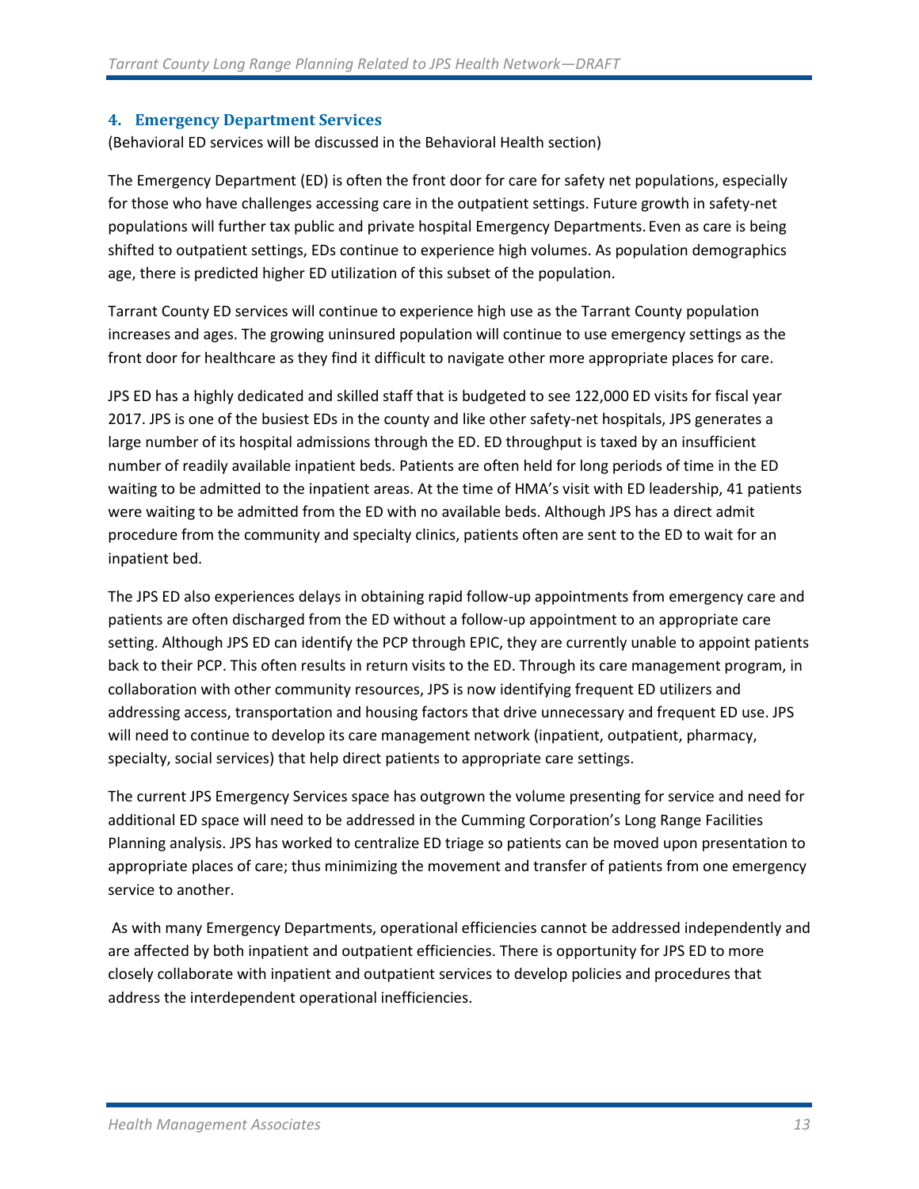### 4. Emergency Department Services

(Behavioral ED services will be discussed in the Behavioral Health section)

The Emergency Department (ED) is often the front door for care for safety net populations, especially for those who have challenges accessing care in the outpatient settings. Future growth in safety-net populations will further tax public and private hospital Emergency Departments. Even as care is being shifted to outpatient settings, EDs continue to experience high volumes. As population demographics age, there is predicted higher ED utilization of this subset of the population.

Tarrant County ED services will continue to experience high use as the Tarrant County population increases and ages. The growing uninsured population will continue to use emergency settings as the front door for healthcare as they find it difficult to navigate other more appropriate places for care.

JPS ED has a highly dedicated and skilled staff that is budgeted to see 122,000 ED visits for fiscal year 2017. JPS is one of the busiest EDs in the county and like other safety-net hospitals, JPS generates a large number of its hospital admissions through the ED. ED throughput is taxed by an insufficient number of readily available inpatient beds. Patients are often held for long periods of time in the ED waiting to be admitted to the inpatient areas. At the time of HMA's visit with ED leadership, 41 patients were waiting to be admitted from the ED with no available beds. Although JPS has a direct admit procedure from the community and specialty clinics, patients often are sent to the ED to wait for an inpatient bed.

The JPS ED also experiences delays in obtaining rapid follow-up appointments from emergency care and patients are often discharged from the ED without a follow-up appointment to an appropriate care setting. Although JPS ED can identify the PCP through EPIC, they are currently unable to appoint patients back to their PCP. This often results in return visits to the ED. Through its care management program, in collaboration with other community resources, JPS is now identifying frequent ED utilizers and addressing access, transportation and housing factors that drive unnecessary and frequent ED use. JPS will need to continue to develop its care management network (inpatient, outpatient, pharmacy, specialty, social services) that help direct patients to appropriate care settings.

The current JPS Emergency Services space has outgrown the volume presenting for service and need for additional ED space will need to be addressed in the Cumming Corporation's Long Range Facilities Planning analysis. JPS has worked to centralize ED triage so patients can be moved upon presentation to appropriate places of care; thus minimizing the movement and transfer of patients from one emergency service to another.

As with many Emergency Departments, operational efficiencies cannot be addressed independently and are affected by both inpatient and outpatient efficiencies. There is opportunity for JPS ED to more closely collaborate with inpatient and outpatient services to develop policies and procedures that address the interdependent operational inefficiencies.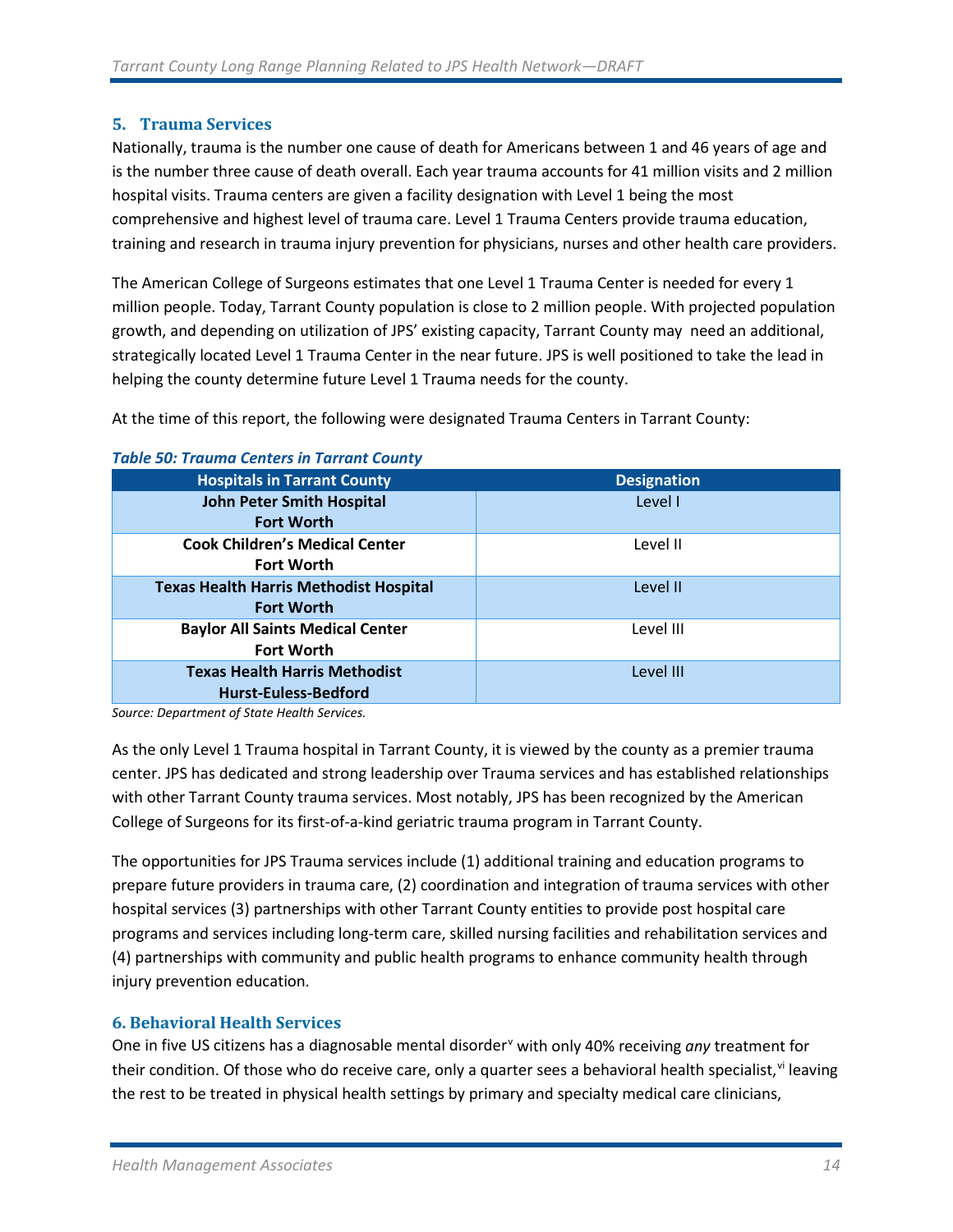## 5. Trauma Services

Nationally, trauma is the number one cause of death for Americans between 1 and 46 years of age and is the number three cause of death overall. Each year trauma accounts for 41 million visits and 2 million hospital visits. Trauma centers are given a facility designation with Level 1 being the most comprehensive and highest level of trauma care. Level 1 Trauma Centers provide trauma education, training and research in trauma injury prevention for physicians, nurses and other health care providers.

The American College of Surgeons estimates that one Level 1 Trauma Center is needed for every 1 million people. Today, Tarrant County population is close to 2 million people. With projected population growth, and depending on utilization of JPS' existing capacity, Tarrant County may need an additional, strategically located Level 1 Trauma Center in the near future. JPS is well positioned to take the lead in helping the county determine future Level 1 Trauma needs for the county.

At the time of this report, the following were designated Trauma Centers in Tarrant County:

*Table 50: Trauma Centers in Tarrant County*

| Hospitals in Tarrant County | Designation |
|---|---|
| **John Peter Smith Hospital Fort Worth** | Level I |
| **Cook Children's Medical Center Fort Worth** | Level II |
| **Texas Health Harris Methodist Hospital Fort Worth** | Level II |
| **Baylor All Saints Medical Center Fort Worth** | Level III |
| **Texas Health Harris Methodist Hurst-Euless-Bedford** | Level III |

*Source: Department of State Health Services.*

As the only Level 1 Trauma hospital in Tarrant County, it is viewed by the county as a premier trauma center. JPS has dedicated and strong leadership over Trauma services and has established relationships with other Tarrant County trauma services. Most notably, JPS has been recognized by the American College of Surgeons for its first-of-a-kind geriatric trauma program in Tarrant County.

The opportunities for JPS Trauma services include (1) additional training and education programs to prepare future providers in trauma care, (2) coordination and integration of trauma services with other hospital services (3) partnerships with other Tarrant County entities to provide post hospital care programs and services including long-term care, skilled nursing facilities and rehabilitation services and (4) partnerships with community and public health programs to enhance community health through injury prevention education.

## 6. Behavioral Health Services

One in five US citizens has a diagnosable mental disorder[v] with only 40% receiving *any* treatment for their condition. Of those who do receive care, only a quarter sees a behavioral health specialist,[vi] leaving the rest to be treated in physical health settings by primary and specialty medical care clinicians,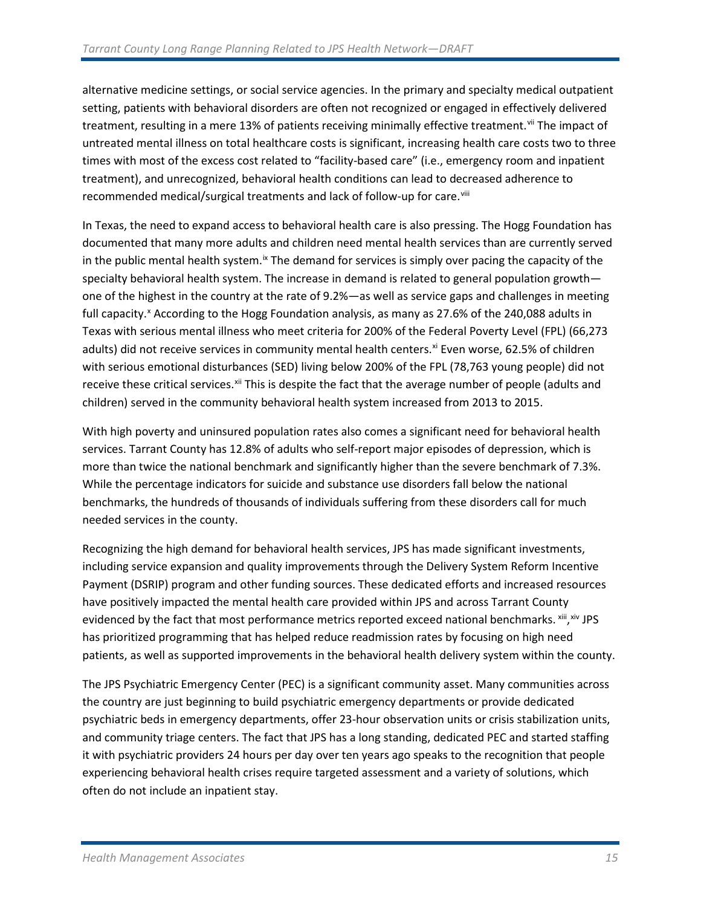alternative medicine settings, or social service agencies. In the primary and specialty medical outpatient setting, patients with behavioral disorders are often not recognized or engaged in effectively delivered treatment, resulting in a mere 13% of patients receiving minimally effective treatment.[vii] The impact of untreated mental illness on total healthcare costs is significant, increasing health care costs two to three times with most of the excess cost related to "facility-based care" (i.e., emergency room and inpatient treatment), and unrecognized, behavioral health conditions can lead to decreased adherence to recommended medical/surgical treatments and lack of follow-up for care.[viii]

In Texas, the need to expand access to behavioral health care is also pressing. The Hogg Foundation has documented that many more adults and children need mental health services than are currently served in the public mental health system.[ix] The demand for services is simply over pacing the capacity of the specialty behavioral health system. The increase in demand is related to general population growth—one of the highest in the country at the rate of 9.2%—as well as service gaps and challenges in meeting full capacity.[x] According to the Hogg Foundation analysis, as many as 27.6% of the 240,088 adults in Texas with serious mental illness who meet criteria for 200% of the Federal Poverty Level (FPL) (66,273 adults) did not receive services in community mental health centers.[xi] Even worse, 62.5% of children with serious emotional disturbances (SED) living below 200% of the FPL (78,763 young people) did not receive these critical services.[xii] This is despite the fact that the average number of people (adults and children) served in the community behavioral health system increased from 2013 to 2015.

With high poverty and uninsured population rates also comes a significant need for behavioral health services. Tarrant County has 12.8% of adults who self-report major episodes of depression, which is more than twice the national benchmark and significantly higher than the severe benchmark of 7.3%. While the percentage indicators for suicide and substance use disorders fall below the national benchmarks, the hundreds of thousands of individuals suffering from these disorders call for much needed services in the county.

Recognizing the high demand for behavioral health services, JPS has made significant investments, including service expansion and quality improvements through the Delivery System Reform Incentive Payment (DSRIP) program and other funding sources. These dedicated efforts and increased resources have positively impacted the mental health care provided within JPS and across Tarrant County evidenced by the fact that most performance metrics reported exceed national benchmarks.[xiii,xiv] JPS has prioritized programming that has helped reduce readmission rates by focusing on high need patients, as well as supported improvements in the behavioral health delivery system within the county.

The JPS Psychiatric Emergency Center (PEC) is a significant community asset. Many communities across the country are just beginning to build psychiatric emergency departments or provide dedicated psychiatric beds in emergency departments, offer 23-hour observation units or crisis stabilization units, and community triage centers. The fact that JPS has a long standing, dedicated PEC and started staffing it with psychiatric providers 24 hours per day over ten years ago speaks to the recognition that people experiencing behavioral health crises require targeted assessment and a variety of solutions, which often do not include an inpatient stay.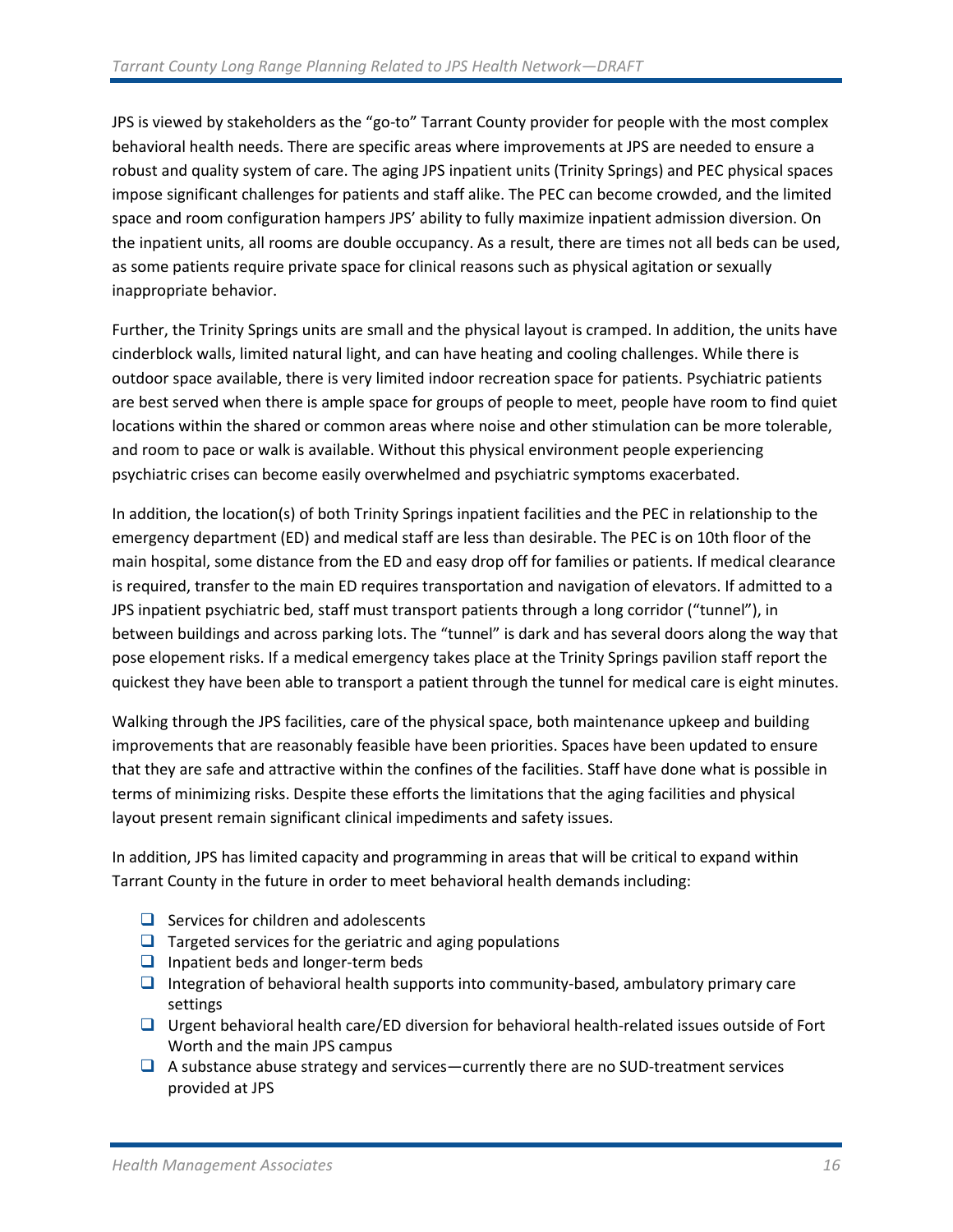JPS is viewed by stakeholders as the "go-to" Tarrant County provider for people with the most complex behavioral health needs. There are specific areas where improvements at JPS are needed to ensure a robust and quality system of care. The aging JPS inpatient units (Trinity Springs) and PEC physical spaces impose significant challenges for patients and staff alike. The PEC can become crowded, and the limited space and room configuration hampers JPS' ability to fully maximize inpatient admission diversion. On the inpatient units, all rooms are double occupancy. As a result, there are times not all beds can be used, as some patients require private space for clinical reasons such as physical agitation or sexually inappropriate behavior.

Further, the Trinity Springs units are small and the physical layout is cramped. In addition, the units have cinderblock walls, limited natural light, and can have heating and cooling challenges. While there is outdoor space available, there is very limited indoor recreation space for patients. Psychiatric patients are best served when there is ample space for groups of people to meet, people have room to find quiet locations within the shared or common areas where noise and other stimulation can be more tolerable, and room to pace or walk is available. Without this physical environment people experiencing psychiatric crises can become easily overwhelmed and psychiatric symptoms exacerbated.

In addition, the location(s) of both Trinity Springs inpatient facilities and the PEC in relationship to the emergency department (ED) and medical staff are less than desirable. The PEC is on 10th floor of the main hospital, some distance from the ED and easy drop off for families or patients. If medical clearance is required, transfer to the main ED requires transportation and navigation of elevators. If admitted to a JPS inpatient psychiatric bed, staff must transport patients through a long corridor ("tunnel"), in between buildings and across parking lots. The "tunnel" is dark and has several doors along the way that pose elopement risks. If a medical emergency takes place at the Trinity Springs pavilion staff report the quickest they have been able to transport a patient through the tunnel for medical care is eight minutes.

Walking through the JPS facilities, care of the physical space, both maintenance upkeep and building improvements that are reasonably feasible have been priorities. Spaces have been updated to ensure that they are safe and attractive within the confines of the facilities. Staff have done what is possible in terms of minimizing risks. Despite these efforts the limitations that the aging facilities and physical layout present remain significant clinical impediments and safety issues.

In addition, JPS has limited capacity and programming in areas that will be critical to expand within Tarrant County in the future in order to meet behavioral health demands including:

- Services for children and adolescents
- Targeted services for the geriatric and aging populations
- Inpatient beds and longer-term beds
- Integration of behavioral health supports into community-based, ambulatory primary care settings
- Urgent behavioral health care/ED diversion for behavioral health-related issues outside of Fort Worth and the main JPS campus
- A substance abuse strategy and services—currently there are no SUD-treatment services provided at JPS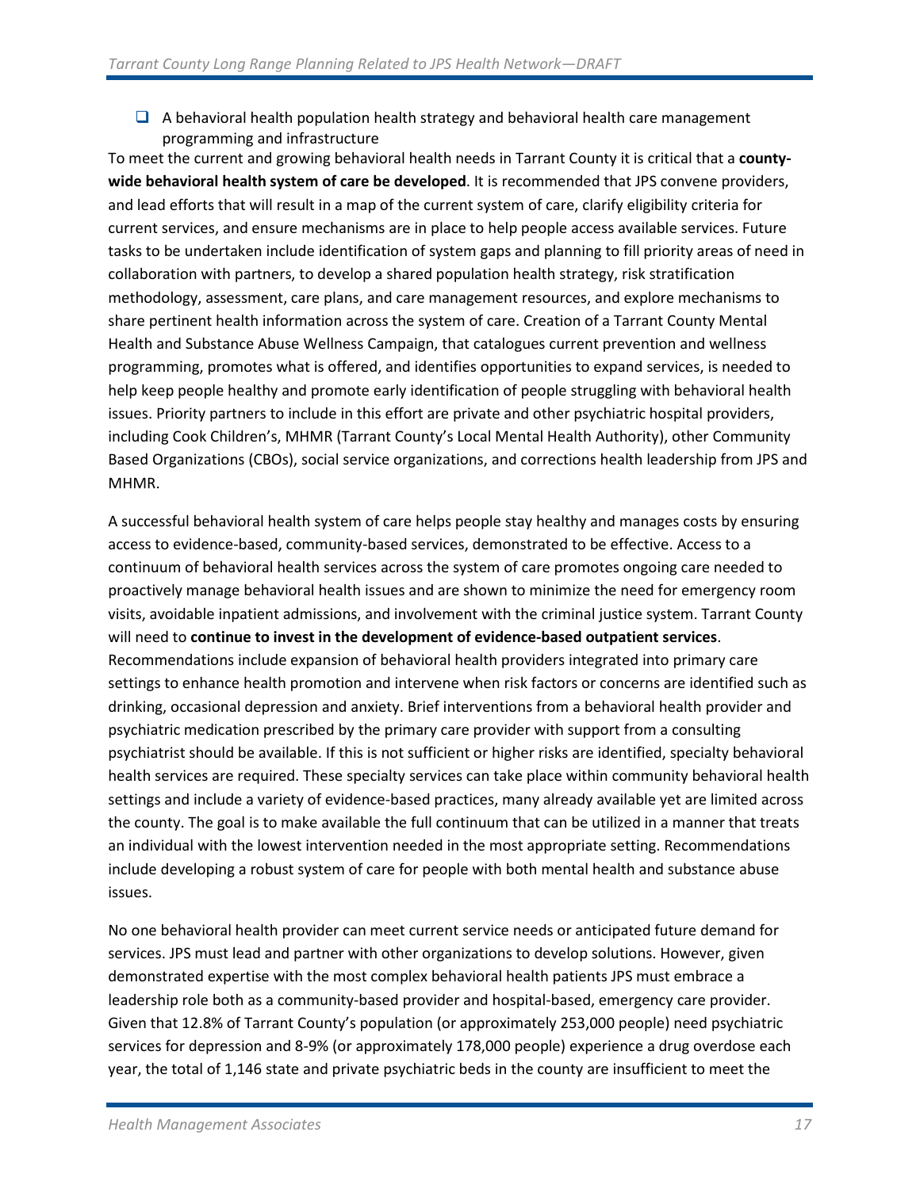- ☐ A behavioral health population health strategy and behavioral health care management programming and infrastructure

To meet the current and growing behavioral health needs in Tarrant County it is critical that a **county-wide behavioral health system of care be developed**. It is recommended that JPS convene providers, and lead efforts that will result in a map of the current system of care, clarify eligibility criteria for current services, and ensure mechanisms are in place to help people access available services. Future tasks to be undertaken include identification of system gaps and planning to fill priority areas of need in collaboration with partners, to develop a shared population health strategy, risk stratification methodology, assessment, care plans, and care management resources, and explore mechanisms to share pertinent health information across the system of care. Creation of a Tarrant County Mental Health and Substance Abuse Wellness Campaign, that catalogues current prevention and wellness programming, promotes what is offered, and identifies opportunities to expand services, is needed to help keep people healthy and promote early identification of people struggling with behavioral health issues. Priority partners to include in this effort are private and other psychiatric hospital providers, including Cook Children's, MHMR (Tarrant County's Local Mental Health Authority), other Community Based Organizations (CBOs), social service organizations, and corrections health leadership from JPS and MHMR.

A successful behavioral health system of care helps people stay healthy and manages costs by ensuring access to evidence-based, community-based services, demonstrated to be effective. Access to a continuum of behavioral health services across the system of care promotes ongoing care needed to proactively manage behavioral health issues and are shown to minimize the need for emergency room visits, avoidable inpatient admissions, and involvement with the criminal justice system. Tarrant County will need to **continue to invest in the development of evidence-based outpatient services**. Recommendations include expansion of behavioral health providers integrated into primary care settings to enhance health promotion and intervene when risk factors or concerns are identified such as drinking, occasional depression and anxiety. Brief interventions from a behavioral health provider and psychiatric medication prescribed by the primary care provider with support from a consulting psychiatrist should be available. If this is not sufficient or higher risks are identified, specialty behavioral health services are required. These specialty services can take place within community behavioral health settings and include a variety of evidence-based practices, many already available yet are limited across the county. The goal is to make available the full continuum that can be utilized in a manner that treats an individual with the lowest intervention needed in the most appropriate setting. Recommendations include developing a robust system of care for people with both mental health and substance abuse issues.

No one behavioral health provider can meet current service needs or anticipated future demand for services. JPS must lead and partner with other organizations to develop solutions. However, given demonstrated expertise with the most complex behavioral health patients JPS must embrace a leadership role both as a community-based provider and hospital-based, emergency care provider. Given that 12.8% of Tarrant County's population (or approximately 253,000 people) need psychiatric services for depression and 8-9% (or approximately 178,000 people) experience a drug overdose each year, the total of 1,146 state and private psychiatric beds in the county are insufficient to meet the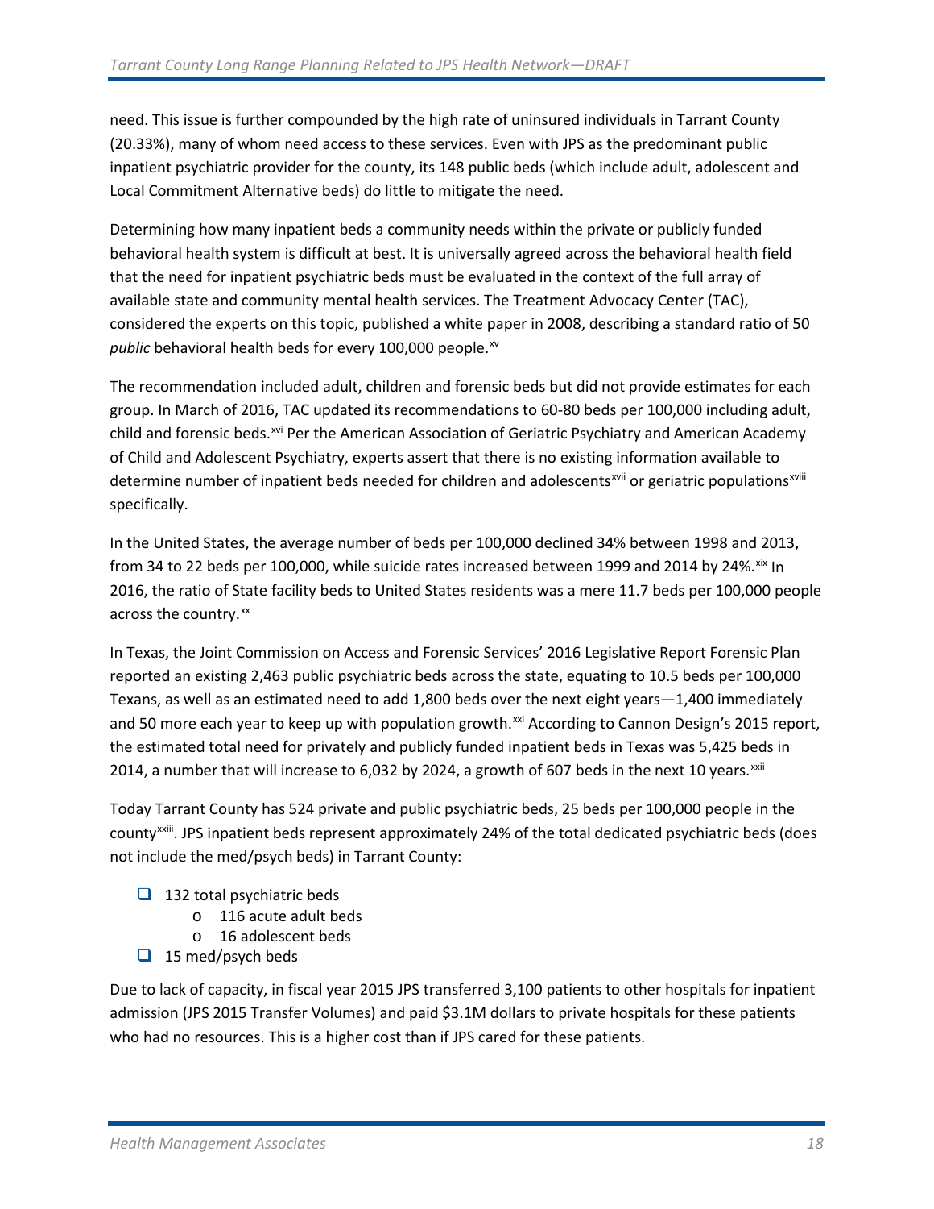need. This issue is further compounded by the high rate of uninsured individuals in Tarrant County (20.33%), many of whom need access to these services. Even with JPS as the predominant public inpatient psychiatric provider for the county, its 148 public beds (which include adult, adolescent and Local Commitment Alternative beds) do little to mitigate the need.

Determining how many inpatient beds a community needs within the private or publicly funded behavioral health system is difficult at best. It is universally agreed across the behavioral health field that the need for inpatient psychiatric beds must be evaluated in the context of the full array of available state and community mental health services. The Treatment Advocacy Center (TAC), considered the experts on this topic, published a white paper in 2008, describing a standard ratio of 50 *public* behavioral health beds for every 100,000 people.[xv]

The recommendation included adult, children and forensic beds but did not provide estimates for each group. In March of 2016, TAC updated its recommendations to 60-80 beds per 100,000 including adult, child and forensic beds.[xvi] Per the American Association of Geriatric Psychiatry and American Academy of Child and Adolescent Psychiatry, experts assert that there is no existing information available to determine number of inpatient beds needed for children and adolescents[xvii] or geriatric populations[xviii] specifically.

In the United States, the average number of beds per 100,000 declined 34% between 1998 and 2013, from 34 to 22 beds per 100,000, while suicide rates increased between 1999 and 2014 by 24%.[xix] In 2016, the ratio of State facility beds to United States residents was a mere 11.7 beds per 100,000 people across the country.[xx]

In Texas, the Joint Commission on Access and Forensic Services' 2016 Legislative Report Forensic Plan reported an existing 2,463 public psychiatric beds across the state, equating to 10.5 beds per 100,000 Texans, as well as an estimated need to add 1,800 beds over the next eight years—1,400 immediately and 50 more each year to keep up with population growth.[xxi] According to Cannon Design's 2015 report, the estimated total need for privately and publicly funded inpatient beds in Texas was 5,425 beds in 2014, a number that will increase to 6,032 by 2024, a growth of 607 beds in the next 10 years.[xxii]

Today Tarrant County has 524 private and public psychiatric beds, 25 beds per 100,000 people in the county[xxiii]. JPS inpatient beds represent approximately 24% of the total dedicated psychiatric beds (does not include the med/psych beds) in Tarrant County:

- 132 total psychiatric beds
    - 116 acute adult beds
    - 16 adolescent beds
- 15 med/psych beds

Due to lack of capacity, in fiscal year 2015 JPS transferred 3,100 patients to other hospitals for inpatient admission (JPS 2015 Transfer Volumes) and paid $3.1M dollars to private hospitals for these patients who had no resources. This is a higher cost than if JPS cared for these patients.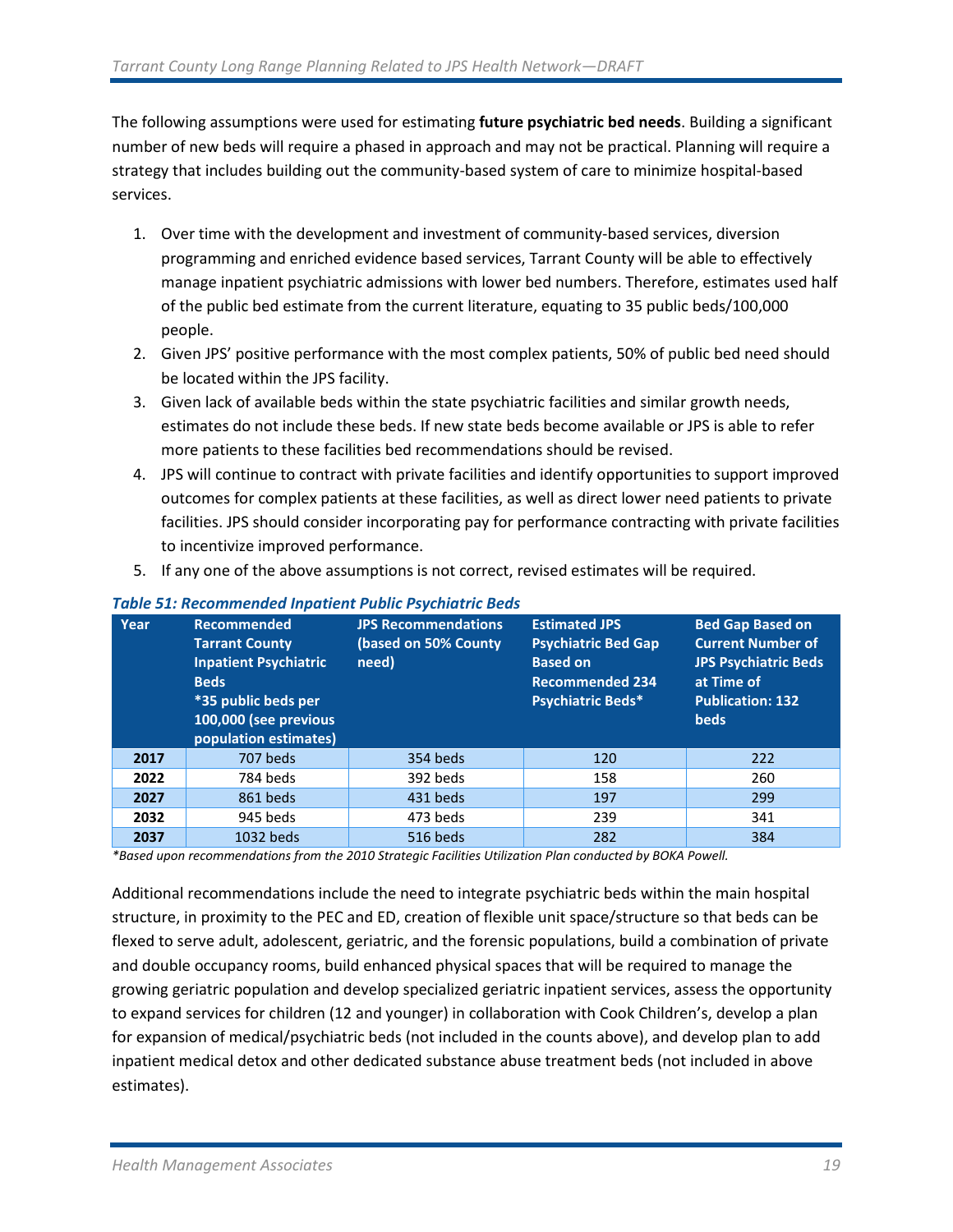The following assumptions were used for estimating **future psychiatric bed needs**. Building a significant number of new beds will require a phased in approach and may not be practical. Planning will require a strategy that includes building out the community-based system of care to minimize hospital-based services.

1. Over time with the development and investment of community-based services, diversion programming and enriched evidence based services, Tarrant County will be able to effectively manage inpatient psychiatric admissions with lower bed numbers. Therefore, estimates used half of the public bed estimate from the current literature, equating to 35 public beds/100,000 people.
2. Given JPS' positive performance with the most complex patients, 50% of public bed need should be located within the JPS facility.
3. Given lack of available beds within the state psychiatric facilities and similar growth needs, estimates do not include these beds. If new state beds become available or JPS is able to refer more patients to these facilities bed recommendations should be revised.
4. JPS will continue to contract with private facilities and identify opportunities to support improved outcomes for complex patients at these facilities, as well as direct lower need patients to private facilities. JPS should consider incorporating pay for performance contracting with private facilities to incentivize improved performance.
5. If any one of the above assumptions is not correct, revised estimates will be required.

***Table 51: Recommended Inpatient Public Psychiatric Beds***

| Year | Recommended Tarrant County Inpatient Psychiatric Beds *35 public beds per 100,000 (see previous population estimates) | JPS Recommendations (based on 50% County need) | Estimated JPS Psychiatric Bed Gap Based on Recommended 234 Psychiatric Beds* | Bed Gap Based on Current Number of JPS Psychiatric Beds at Time of Publication: 132 beds |
|---|---|---|---|---|
| **2017** | 707 beds | 354 beds | 120 | 222 |
| **2022** | 784 beds | 392 beds | 158 | 260 |
| **2027** | 861 beds | 431 beds | 197 | 299 |
| **2032** | 945 beds | 473 beds | 239 | 341 |
| **2037** | 1032 beds | 516 beds | 282 | 384 |

*Based upon recommendations from the 2010 Strategic Facilities Utilization Plan conducted by BOKA Powell.*

Additional recommendations include the need to integrate psychiatric beds within the main hospital structure, in proximity to the PEC and ED, creation of flexible unit space/structure so that beds can be flexed to serve adult, adolescent, geriatric, and the forensic populations, build a combination of private and double occupancy rooms, build enhanced physical spaces that will be required to manage the growing geriatric population and develop specialized geriatric inpatient services, assess the opportunity to expand services for children (12 and younger) in collaboration with Cook Children's, develop a plan for expansion of medical/psychiatric beds (not included in the counts above), and develop plan to add inpatient medical detox and other dedicated substance abuse treatment beds (not included in above estimates).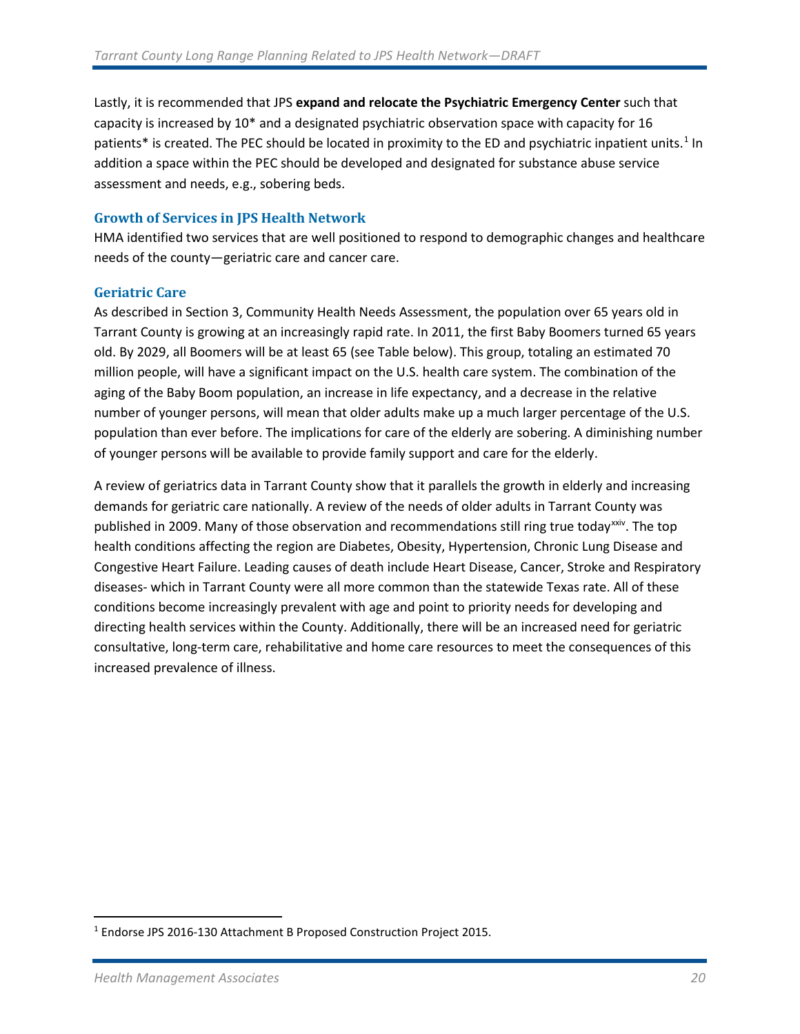Lastly, it is recommended that JPS **expand and relocate the Psychiatric Emergency Center** such that capacity is increased by 10* and a designated psychiatric observation space with capacity for 16 patients* is created. The PEC should be located in proximity to the ED and psychiatric inpatient units.[1] In addition a space within the PEC should be developed and designated for substance abuse service assessment and needs, e.g., sobering beds.

### Growth of Services in JPS Health Network

HMA identified two services that are well positioned to respond to demographic changes and healthcare needs of the county—geriatric care and cancer care.

### Geriatric Care

As described in Section 3, Community Health Needs Assessment, the population over 65 years old in Tarrant County is growing at an increasingly rapid rate. In 2011, the first Baby Boomers turned 65 years old. By 2029, all Boomers will be at least 65 (see Table below). This group, totaling an estimated 70 million people, will have a significant impact on the U.S. health care system. The combination of the aging of the Baby Boom population, an increase in life expectancy, and a decrease in the relative number of younger persons, will mean that older adults make up a much larger percentage of the U.S. population than ever before. The implications for care of the elderly are sobering. A diminishing number of younger persons will be available to provide family support and care for the elderly.

A review of geriatrics data in Tarrant County show that it parallels the growth in elderly and increasing demands for geriatric care nationally. A review of the needs of older adults in Tarrant County was published in 2009. Many of those observation and recommendations still ring true today[xxiv]. The top health conditions affecting the region are Diabetes, Obesity, Hypertension, Chronic Lung Disease and Congestive Heart Failure. Leading causes of death include Heart Disease, Cancer, Stroke and Respiratory diseases- which in Tarrant County were all more common than the statewide Texas rate. All of these conditions become increasingly prevalent with age and point to priority needs for developing and directing health services within the County. Additionally, there will be an increased need for geriatric consultative, long-term care, rehabilitative and home care resources to meet the consequences of this increased prevalence of illness.

---

[1] Endorse JPS 2016-130 Attachment B Proposed Construction Project 2015.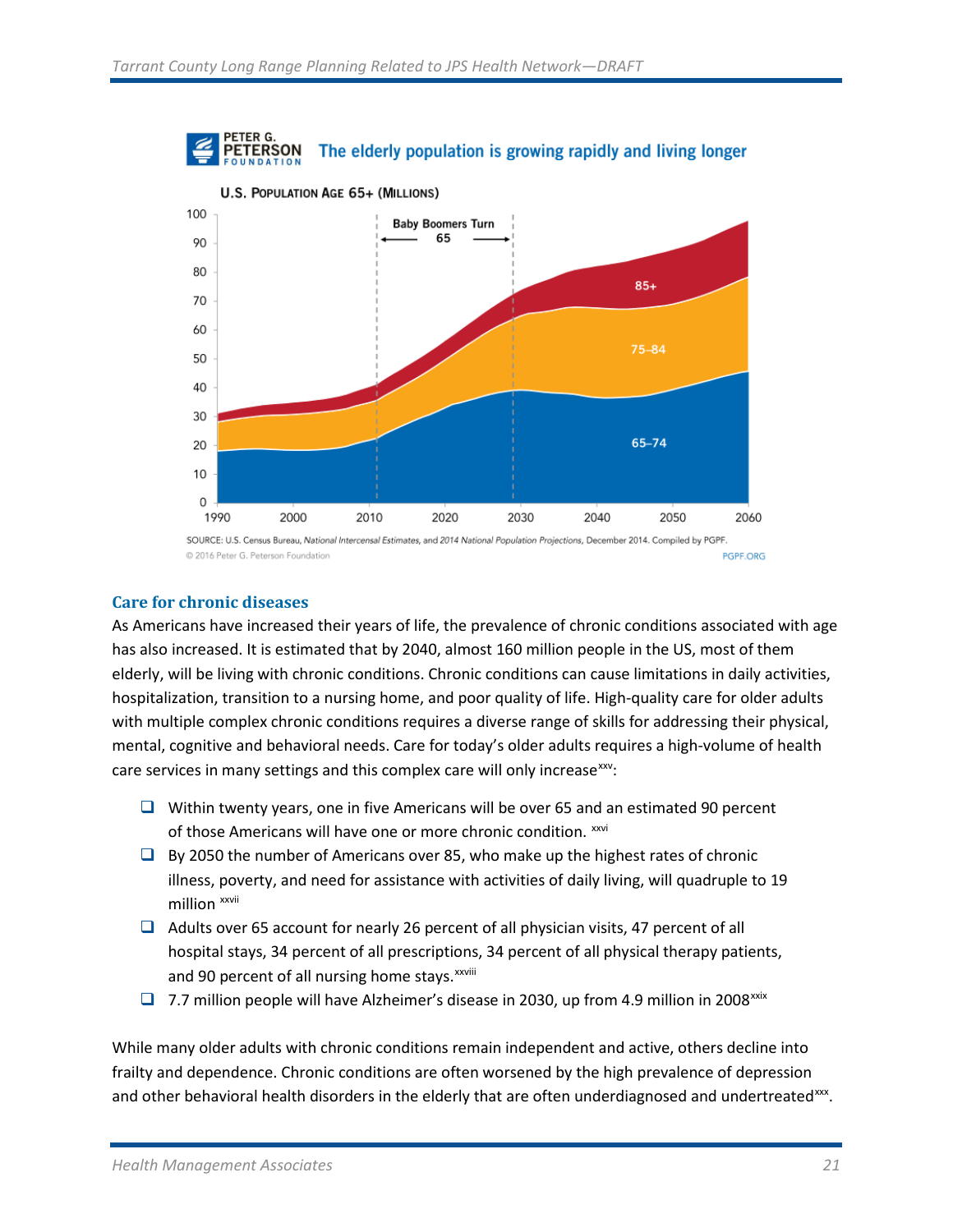PETER G. PETERSON FOUNDATION

The elderly population is growing rapidly and living longer

U.S. POPULATION AGE 65+ (MILLIONS)

SOURCE: U.S. Census Bureau, *National Intercensal Estimates*, and *2014 National Population Projections*, December 2014. Compiled by PGPF.
© 2016 Peter G. Peterson Foundation PGPF.ORG

### Care for chronic diseases

As Americans have increased their years of life, the prevalence of chronic conditions associated with age has also increased. It is estimated that by 2040, almost 160 million people in the US, most of them elderly, will be living with chronic conditions. Chronic conditions can cause limitations in daily activities, hospitalization, transition to a nursing home, and poor quality of life. High-quality care for older adults with multiple complex chronic conditions requires a diverse range of skills for addressing their physical, mental, cognitive and behavioral needs. Care for today's older adults requires a high-volume of health care services in many settings and this complex care will only increase[xxv]:

- Within twenty years, one in five Americans will be over 65 and an estimated 90 percent of those Americans will have one or more chronic condition. [xxvi]
- By 2050 the number of Americans over 85, who make up the highest rates of chronic illness, poverty, and need for assistance with activities of daily living, will quadruple to 19 million [xxvii]
- Adults over 65 account for nearly 26 percent of all physician visits, 47 percent of all hospital stays, 34 percent of all prescriptions, 34 percent of all physical therapy patients, and 90 percent of all nursing home stays.[xxviii]
- 7.7 million people will have Alzheimer's disease in 2030, up from 4.9 million in 2008[xxix]

While many older adults with chronic conditions remain independent and active, others decline into frailty and dependence. Chronic conditions are often worsened by the high prevalence of depression and other behavioral health disorders in the elderly that are often underdiagnosed and undertreated[xxx].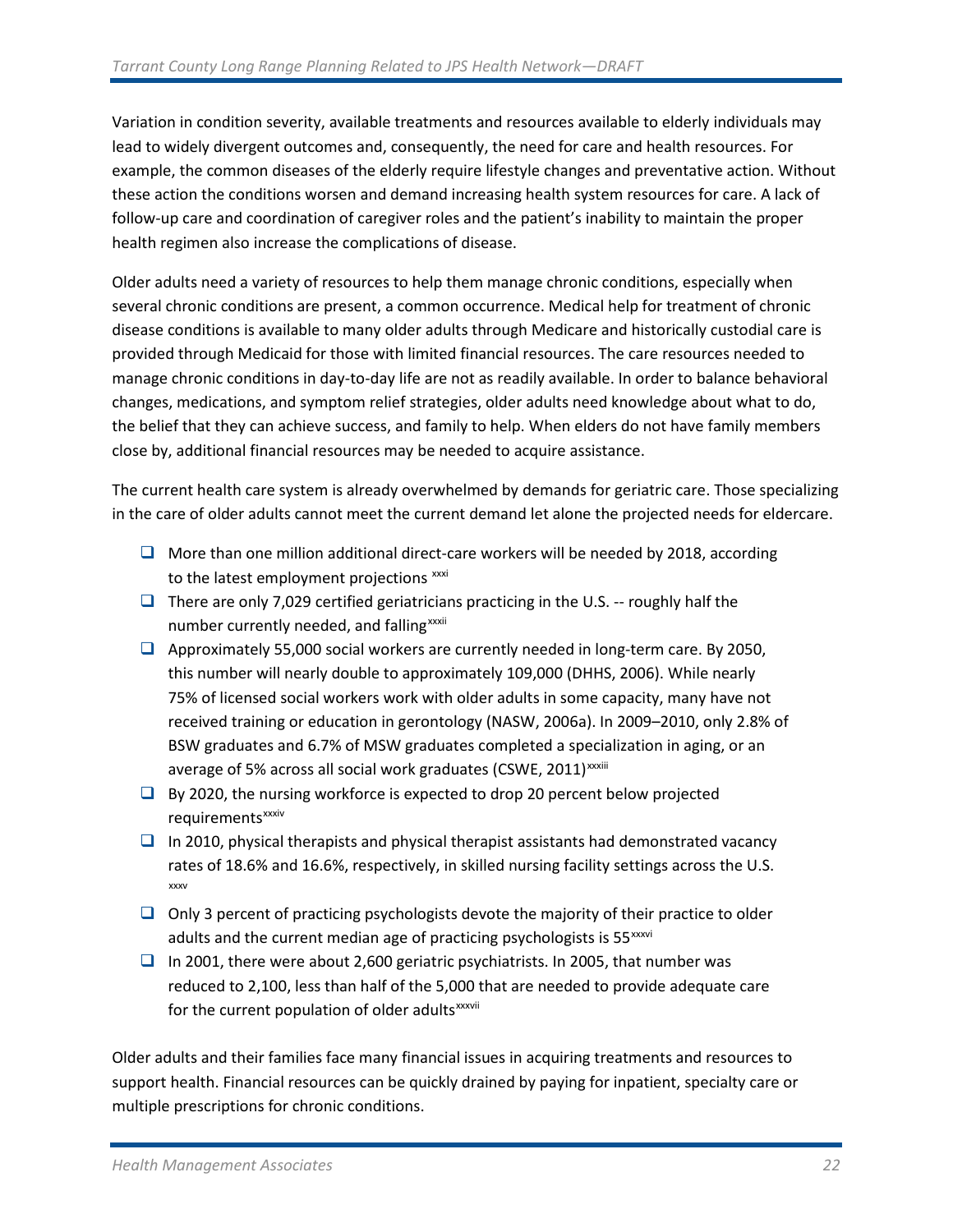Variation in condition severity, available treatments and resources available to elderly individuals may lead to widely divergent outcomes and, consequently, the need for care and health resources. For example, the common diseases of the elderly require lifestyle changes and preventative action. Without these action the conditions worsen and demand increasing health system resources for care. A lack of follow-up care and coordination of caregiver roles and the patient's inability to maintain the proper health regimen also increase the complications of disease.

Older adults need a variety of resources to help them manage chronic conditions, especially when several chronic conditions are present, a common occurrence. Medical help for treatment of chronic disease conditions is available to many older adults through Medicare and historically custodial care is provided through Medicaid for those with limited financial resources. The care resources needed to manage chronic conditions in day-to-day life are not as readily available. In order to balance behavioral changes, medications, and symptom relief strategies, older adults need knowledge about what to do, the belief that they can achieve success, and family to help. When elders do not have family members close by, additional financial resources may be needed to acquire assistance.

The current health care system is already overwhelmed by demands for geriatric care. Those specializing in the care of older adults cannot meet the current demand let alone the projected needs for eldercare.

- More than one million additional direct-care workers will be needed by 2018, according to the latest employment projections [xxxi]
- There are only 7,029 certified geriatricians practicing in the U.S. -- roughly half the number currently needed, and falling[xxxii]
- Approximately 55,000 social workers are currently needed in long-term care. By 2050, this number will nearly double to approximately 109,000 (DHHS, 2006). While nearly 75% of licensed social workers work with older adults in some capacity, many have not received training or education in gerontology (NASW, 2006a). In 2009–2010, only 2.8% of BSW graduates and 6.7% of MSW graduates completed a specialization in aging, or an average of 5% across all social work graduates (CSWE, 2011)[xxxiii]
- By 2020, the nursing workforce is expected to drop 20 percent below projected requirements[xxxiv]
- In 2010, physical therapists and physical therapist assistants had demonstrated vacancy rates of 18.6% and 16.6%, respectively, in skilled nursing facility settings across the U.S. [xxxv]
- Only 3 percent of practicing psychologists devote the majority of their practice to older adults and the current median age of practicing psychologists is 55[xxxvi]
- In 2001, there were about 2,600 geriatric psychiatrists. In 2005, that number was reduced to 2,100, less than half of the 5,000 that are needed to provide adequate care for the current population of older adults[xxxvii]

Older adults and their families face many financial issues in acquiring treatments and resources to support health. Financial resources can be quickly drained by paying for inpatient, specialty care or multiple prescriptions for chronic conditions.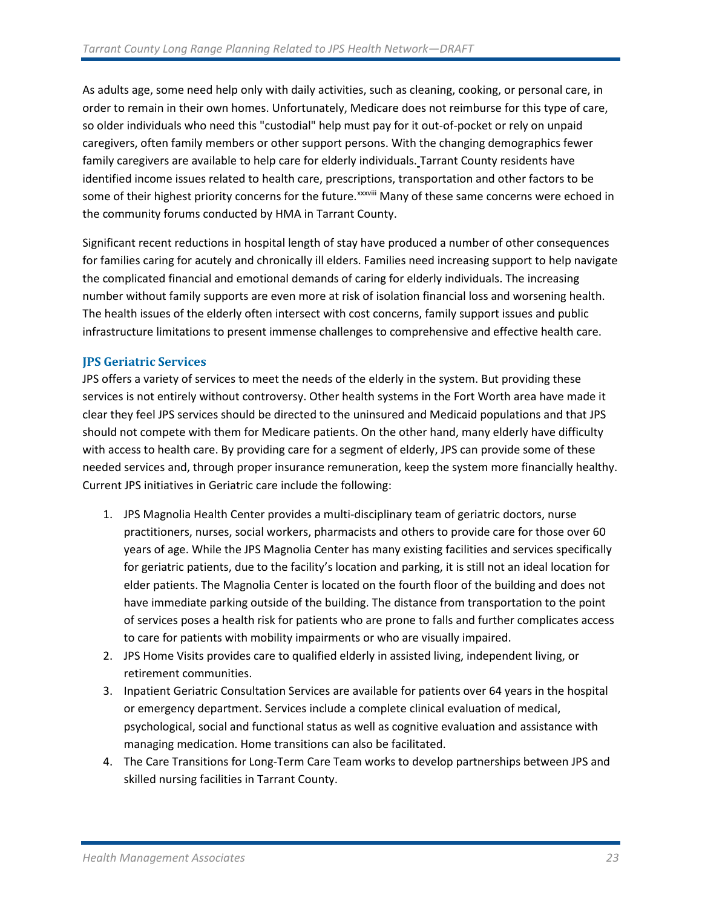As adults age, some need help only with daily activities, such as cleaning, cooking, or personal care, in order to remain in their own homes. Unfortunately, Medicare does not reimburse for this type of care, so older individuals who need this "custodial" help must pay for it out-of-pocket or rely on unpaid caregivers, often family members or other support persons. With the changing demographics fewer family caregivers are available to help care for elderly individuals. Tarrant County residents have identified income issues related to health care, prescriptions, transportation and other factors to be some of their highest priority concerns for the future.[xxxviii] Many of these same concerns were echoed in the community forums conducted by HMA in Tarrant County.

Significant recent reductions in hospital length of stay have produced a number of other consequences for families caring for acutely and chronically ill elders. Families need increasing support to help navigate the complicated financial and emotional demands of caring for elderly individuals. The increasing number without family supports are even more at risk of isolation financial loss and worsening health. The health issues of the elderly often intersect with cost concerns, family support issues and public infrastructure limitations to present immense challenges to comprehensive and effective health care.

### JPS Geriatric Services

JPS offers a variety of services to meet the needs of the elderly in the system. But providing these services is not entirely without controversy. Other health systems in the Fort Worth area have made it clear they feel JPS services should be directed to the uninsured and Medicaid populations and that JPS should not compete with them for Medicare patients. On the other hand, many elderly have difficulty with access to health care. By providing care for a segment of elderly, JPS can provide some of these needed services and, through proper insurance remuneration, keep the system more financially healthy. Current JPS initiatives in Geriatric care include the following:

1. JPS Magnolia Health Center provides a multi-disciplinary team of geriatric doctors, nurse practitioners, nurses, social workers, pharmacists and others to provide care for those over 60 years of age. While the JPS Magnolia Center has many existing facilities and services specifically for geriatric patients, due to the facility's location and parking, it is still not an ideal location for elder patients. The Magnolia Center is located on the fourth floor of the building and does not have immediate parking outside of the building. The distance from transportation to the point of services poses a health risk for patients who are prone to falls and further complicates access to care for patients with mobility impairments or who are visually impaired.
2. JPS Home Visits provides care to qualified elderly in assisted living, independent living, or retirement communities.
3. Inpatient Geriatric Consultation Services are available for patients over 64 years in the hospital or emergency department. Services include a complete clinical evaluation of medical, psychological, social and functional status as well as cognitive evaluation and assistance with managing medication. Home transitions can also be facilitated.
4. The Care Transitions for Long-Term Care Team works to develop partnerships between JPS and skilled nursing facilities in Tarrant County.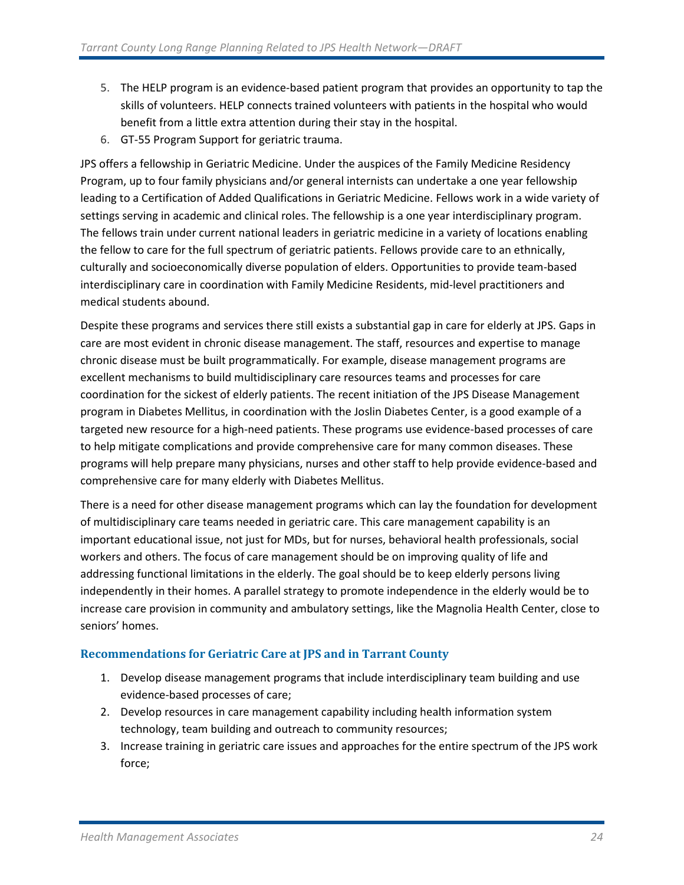5. The HELP program is an evidence-based patient program that provides an opportunity to tap the skills of volunteers. HELP connects trained volunteers with patients in the hospital who would benefit from a little extra attention during their stay in the hospital.
6. GT-55 Program Support for geriatric trauma.

JPS offers a fellowship in Geriatric Medicine. Under the auspices of the Family Medicine Residency Program, up to four family physicians and/or general internists can undertake a one year fellowship leading to a Certification of Added Qualifications in Geriatric Medicine. Fellows work in a wide variety of settings serving in academic and clinical roles. The fellowship is a one year interdisciplinary program. The fellows train under current national leaders in geriatric medicine in a variety of locations enabling the fellow to care for the full spectrum of geriatric patients. Fellows provide care to an ethnically, culturally and socioeconomically diverse population of elders. Opportunities to provide team-based interdisciplinary care in coordination with Family Medicine Residents, mid-level practitioners and medical students abound.

Despite these programs and services there still exists a substantial gap in care for elderly at JPS. Gaps in care are most evident in chronic disease management. The staff, resources and expertise to manage chronic disease must be built programmatically. For example, disease management programs are excellent mechanisms to build multidisciplinary care resources teams and processes for care coordination for the sickest of elderly patients. The recent initiation of the JPS Disease Management program in Diabetes Mellitus, in coordination with the Joslin Diabetes Center, is a good example of a targeted new resource for a high-need patients. These programs use evidence-based processes of care to help mitigate complications and provide comprehensive care for many common diseases. These programs will help prepare many physicians, nurses and other staff to help provide evidence-based and comprehensive care for many elderly with Diabetes Mellitus.

There is a need for other disease management programs which can lay the foundation for development of multidisciplinary care teams needed in geriatric care. This care management capability is an important educational issue, not just for MDs, but for nurses, behavioral health professionals, social workers and others. The focus of care management should be on improving quality of life and addressing functional limitations in the elderly. The goal should be to keep elderly persons living independently in their homes. A parallel strategy to promote independence in the elderly would be to increase care provision in community and ambulatory settings, like the Magnolia Health Center, close to seniors' homes.

### Recommendations for Geriatric Care at JPS and in Tarrant County

1. Develop disease management programs that include interdisciplinary team building and use evidence-based processes of care;
2. Develop resources in care management capability including health information system technology, team building and outreach to community resources;
3. Increase training in geriatric care issues and approaches for the entire spectrum of the JPS work force;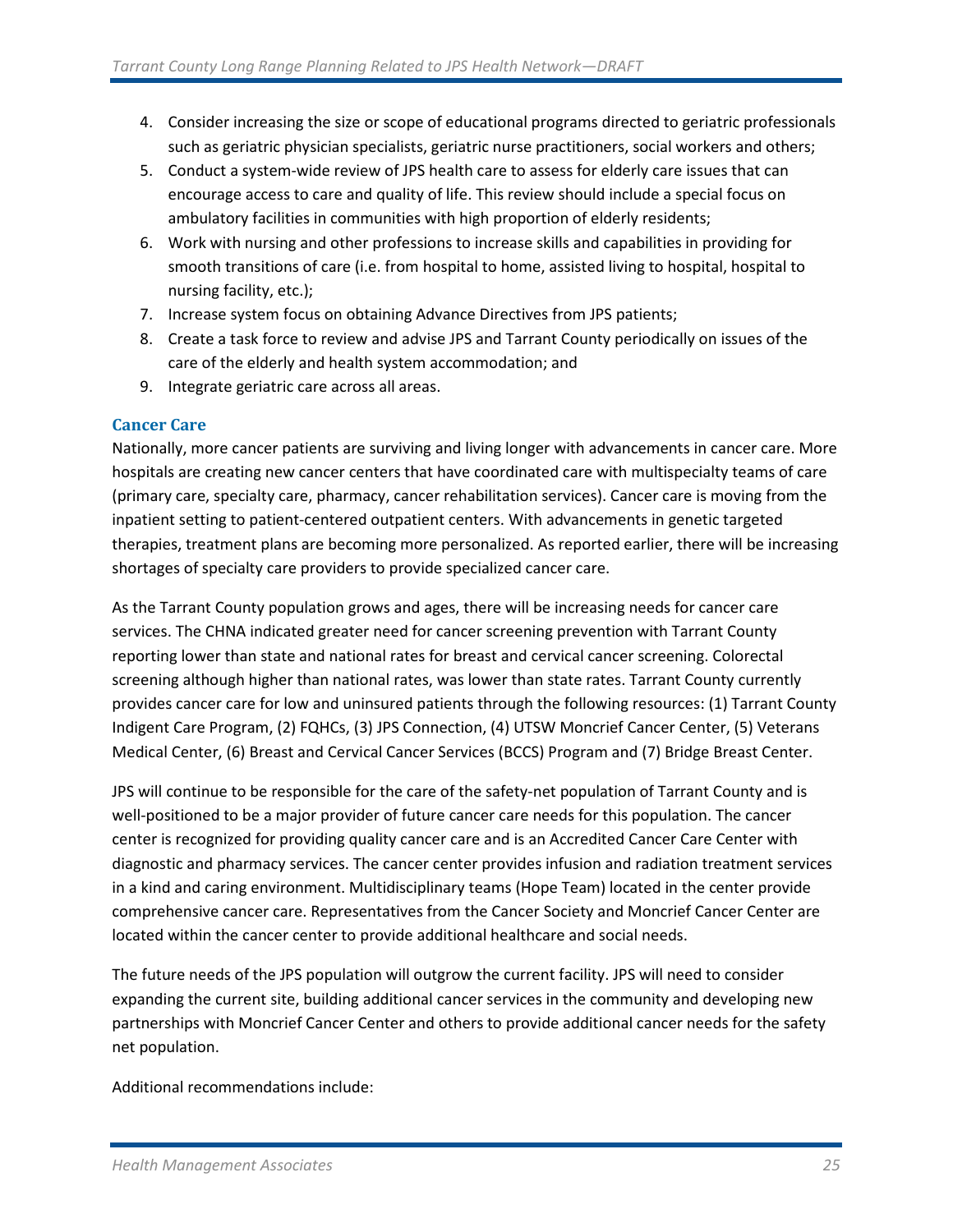4. Consider increasing the size or scope of educational programs directed to geriatric professionals such as geriatric physician specialists, geriatric nurse practitioners, social workers and others;
5. Conduct a system-wide review of JPS health care to assess for elderly care issues that can encourage access to care and quality of life. This review should include a special focus on ambulatory facilities in communities with high proportion of elderly residents;
6. Work with nursing and other professions to increase skills and capabilities in providing for smooth transitions of care (i.e. from hospital to home, assisted living to hospital, hospital to nursing facility, etc.);
7. Increase system focus on obtaining Advance Directives from JPS patients;
8. Create a task force to review and advise JPS and Tarrant County periodically on issues of the care of the elderly and health system accommodation; and
9. Integrate geriatric care across all areas.

### Cancer Care

Nationally, more cancer patients are surviving and living longer with advancements in cancer care. More hospitals are creating new cancer centers that have coordinated care with multispecialty teams of care (primary care, specialty care, pharmacy, cancer rehabilitation services). Cancer care is moving from the inpatient setting to patient-centered outpatient centers. With advancements in genetic targeted therapies, treatment plans are becoming more personalized. As reported earlier, there will be increasing shortages of specialty care providers to provide specialized cancer care.

As the Tarrant County population grows and ages, there will be increasing needs for cancer care services. The CHNA indicated greater need for cancer screening prevention with Tarrant County reporting lower than state and national rates for breast and cervical cancer screening. Colorectal screening although higher than national rates, was lower than state rates. Tarrant County currently provides cancer care for low and uninsured patients through the following resources: (1) Tarrant County Indigent Care Program, (2) FQHCs, (3) JPS Connection, (4) UTSW Moncrief Cancer Center, (5) Veterans Medical Center, (6) Breast and Cervical Cancer Services (BCCS) Program and (7) Bridge Breast Center.

JPS will continue to be responsible for the care of the safety-net population of Tarrant County and is well-positioned to be a major provider of future cancer care needs for this population. The cancer center is recognized for providing quality cancer care and is an Accredited Cancer Care Center with diagnostic and pharmacy services. The cancer center provides infusion and radiation treatment services in a kind and caring environment. Multidisciplinary teams (Hope Team) located in the center provide comprehensive cancer care. Representatives from the Cancer Society and Moncrief Cancer Center are located within the cancer center to provide additional healthcare and social needs.

The future needs of the JPS population will outgrow the current facility. JPS will need to consider expanding the current site, building additional cancer services in the community and developing new partnerships with Moncrief Cancer Center and others to provide additional cancer needs for the safety net population.

Additional recommendations include: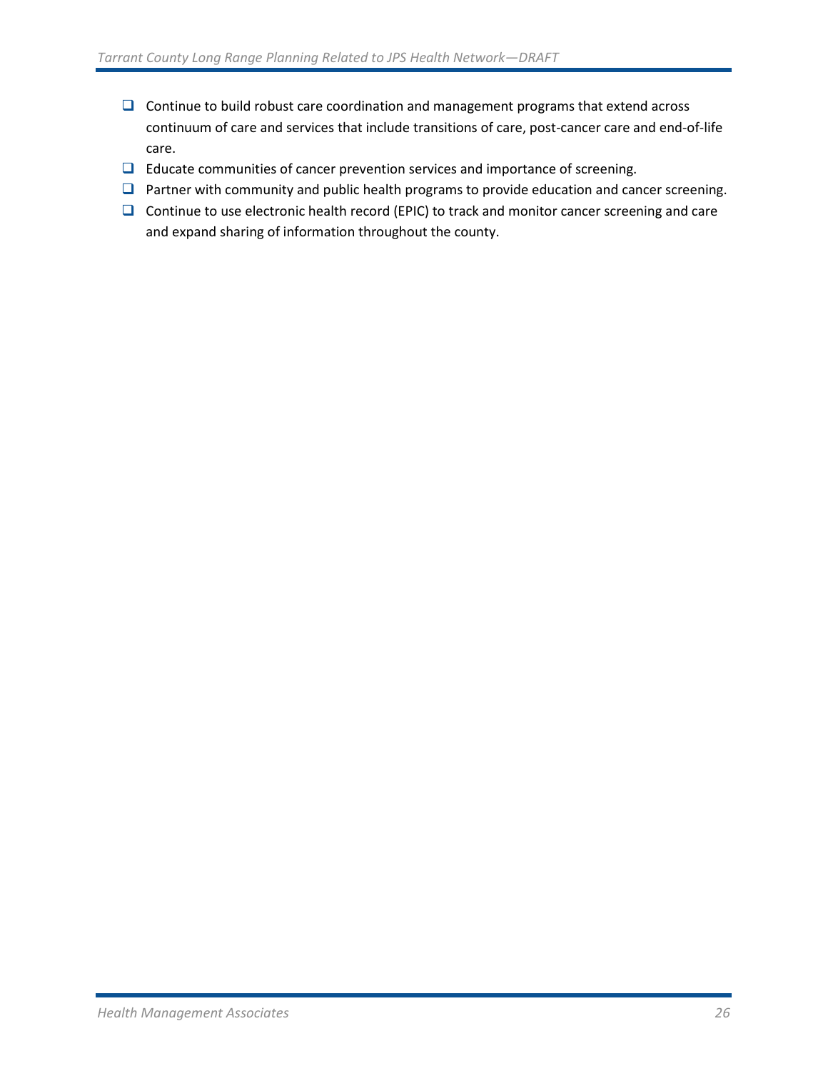- Continue to build robust care coordination and management programs that extend across continuum of care and services that include transitions of care, post-cancer care and end-of-life care.
- Educate communities of cancer prevention services and importance of screening.
- Partner with community and public health programs to provide education and cancer screening.
- Continue to use electronic health record (EPIC) to track and monitor cancer screening and care and expand sharing of information throughout the county.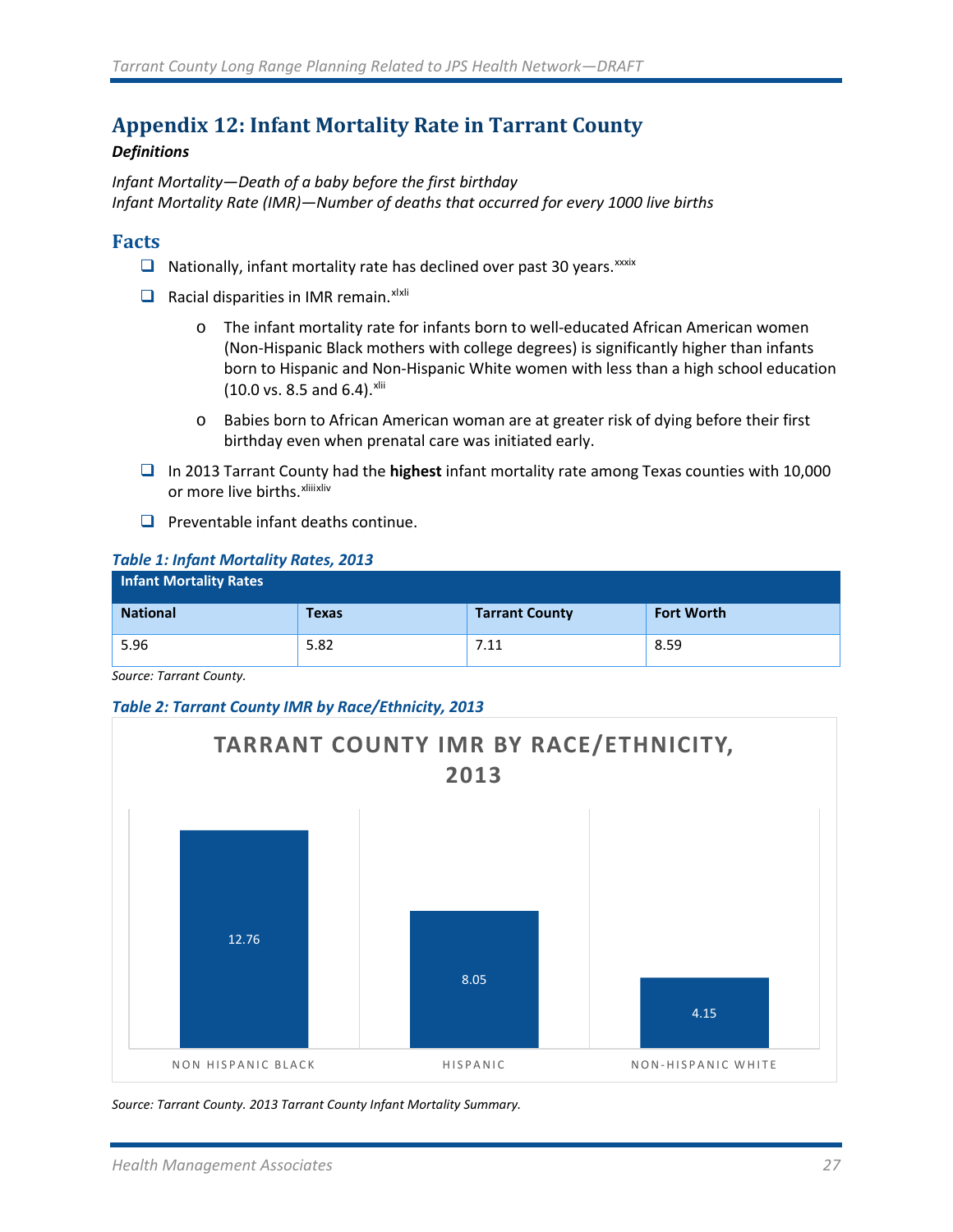## Appendix 12: Infant Mortality Rate in Tarrant County

***Definitions***

*Infant Mortality—Death of a baby before the first birthday*
*Infant Mortality Rate (IMR)—Number of deaths that occurred for every 1000 live births*

### Facts

- Nationally, infant mortality rate has declined over past 30 years.[xxxix]
- Racial disparities in IMR remain.[xlxli]
  - The infant mortality rate for infants born to well-educated African American women (Non-Hispanic Black mothers with college degrees) is significantly higher than infants born to Hispanic and Non-Hispanic White women with less than a high school education (10.0 vs. 8.5 and 6.4).[xlii]
  - Babies born to African American woman are at greater risk of dying before their first birthday even when prenatal care was initiated early.
- In 2013 Tarrant County had the **highest** infant mortality rate among Texas counties with 10,000 or more live births.[xliiixliv]
- Preventable infant deaths continue.

***Table 1: Infant Mortality Rates, 2013***

| Infant Mortality Rates | | | |
|---|---|---|---|
| **National** | **Texas** | **Tarrant County** | **Fort Worth** |
| 5.96 | 5.82 | 7.11 | 8.59 |

*Source: Tarrant County.*

***Table 2: Tarrant County IMR by Race/Ethnicity, 2013***

**TARRANT COUNTY IMR BY RACE/ETHNICITY, 2013**

| Race/Ethnicity | IMR |
|---|---|
| NON HISPANIC BLACK | 12.76 |
| HISPANIC | 8.05 |
| NON-HISPANIC WHITE | 4.15 |

*Source: Tarrant County. 2013 Tarrant County Infant Mortality Summary.*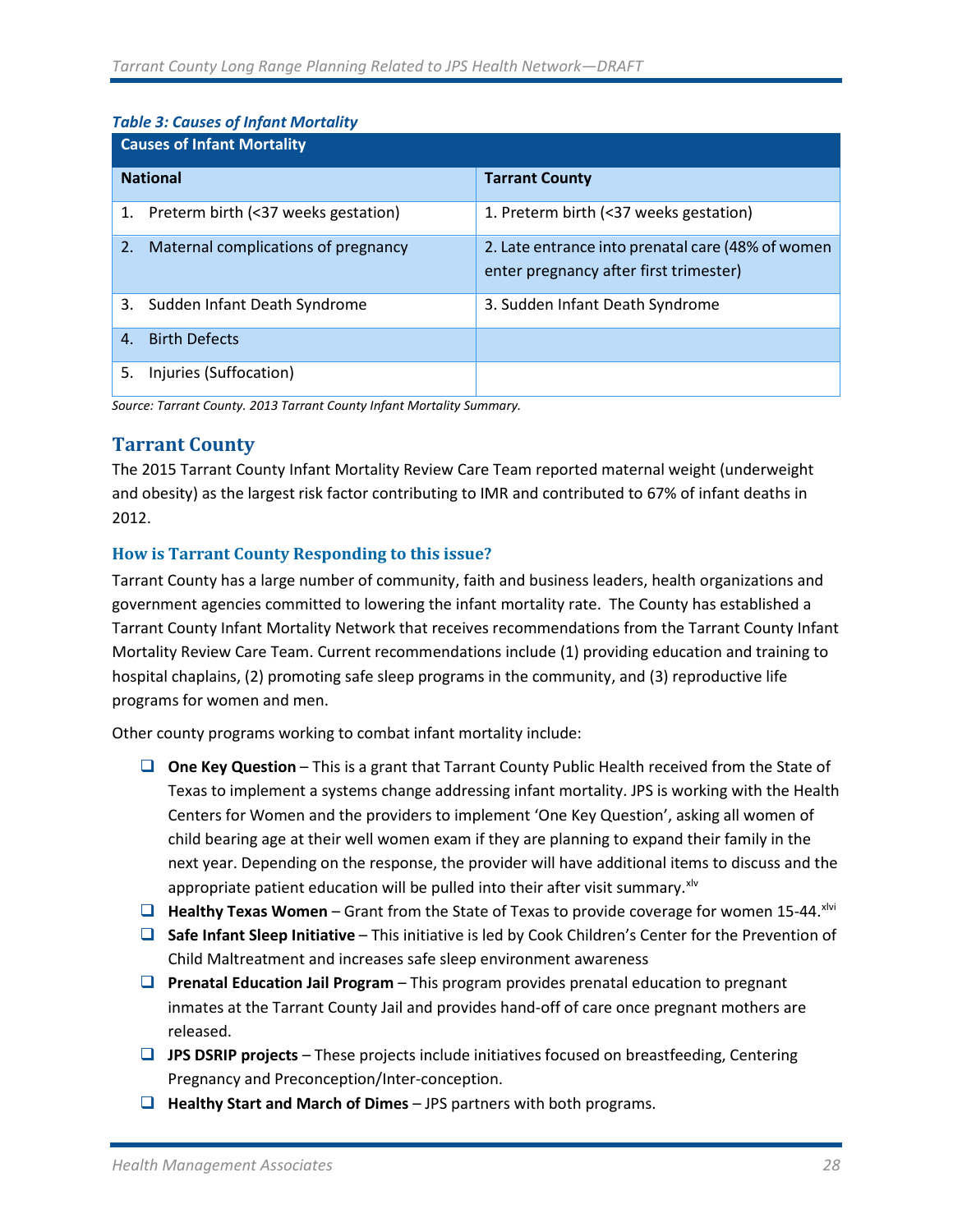*Table 3: Causes of Infant Mortality*

| Causes of Infant Mortality | |
|---|---|
| **National** | **Tarrant County** |
| 1. Preterm birth (<37 weeks gestation) | 1. Preterm birth (<37 weeks gestation) |
| 2. Maternal complications of pregnancy | 2. Late entrance into prenatal care (48% of women enter pregnancy after first trimester) |
| 3. Sudden Infant Death Syndrome | 3. Sudden Infant Death Syndrome |
| 4. Birth Defects | |
| 5. Injuries (Suffocation) | |

*Source: Tarrant County. 2013 Tarrant County Infant Mortality Summary.*

## Tarrant County

The 2015 Tarrant County Infant Mortality Review Care Team reported maternal weight (underweight and obesity) as the largest risk factor contributing to IMR and contributed to 67% of infant deaths in 2012.

### How is Tarrant County Responding to this issue?

Tarrant County has a large number of community, faith and business leaders, health organizations and government agencies committed to lowering the infant mortality rate. The County has established a Tarrant County Infant Mortality Network that receives recommendations from the Tarrant County Infant Mortality Review Care Team. Current recommendations include (1) providing education and training to hospital chaplains, (2) promoting safe sleep programs in the community, and (3) reproductive life programs for women and men.

Other county programs working to combat infant mortality include:

- **One Key Question** – This is a grant that Tarrant County Public Health received from the State of Texas to implement a systems change addressing infant mortality. JPS is working with the Health Centers for Women and the providers to implement 'One Key Question', asking all women of child bearing age at their well women exam if they are planning to expand their family in the next year. Depending on the response, the provider will have additional items to discuss and the appropriate patient education will be pulled into their after visit summary.[xlv]
- **Healthy Texas Women** – Grant from the State of Texas to provide coverage for women 15-44.[xlvi]
- **Safe Infant Sleep Initiative** – This initiative is led by Cook Children's Center for the Prevention of Child Maltreatment and increases safe sleep environment awareness
- **Prenatal Education Jail Program** – This program provides prenatal education to pregnant inmates at the Tarrant County Jail and provides hand-off of care once pregnant mothers are released.
- **JPS DSRIP projects** – These projects include initiatives focused on breastfeeding, Centering Pregnancy and Preconception/Inter-conception.
- **Healthy Start and March of Dimes** – JPS partners with both programs.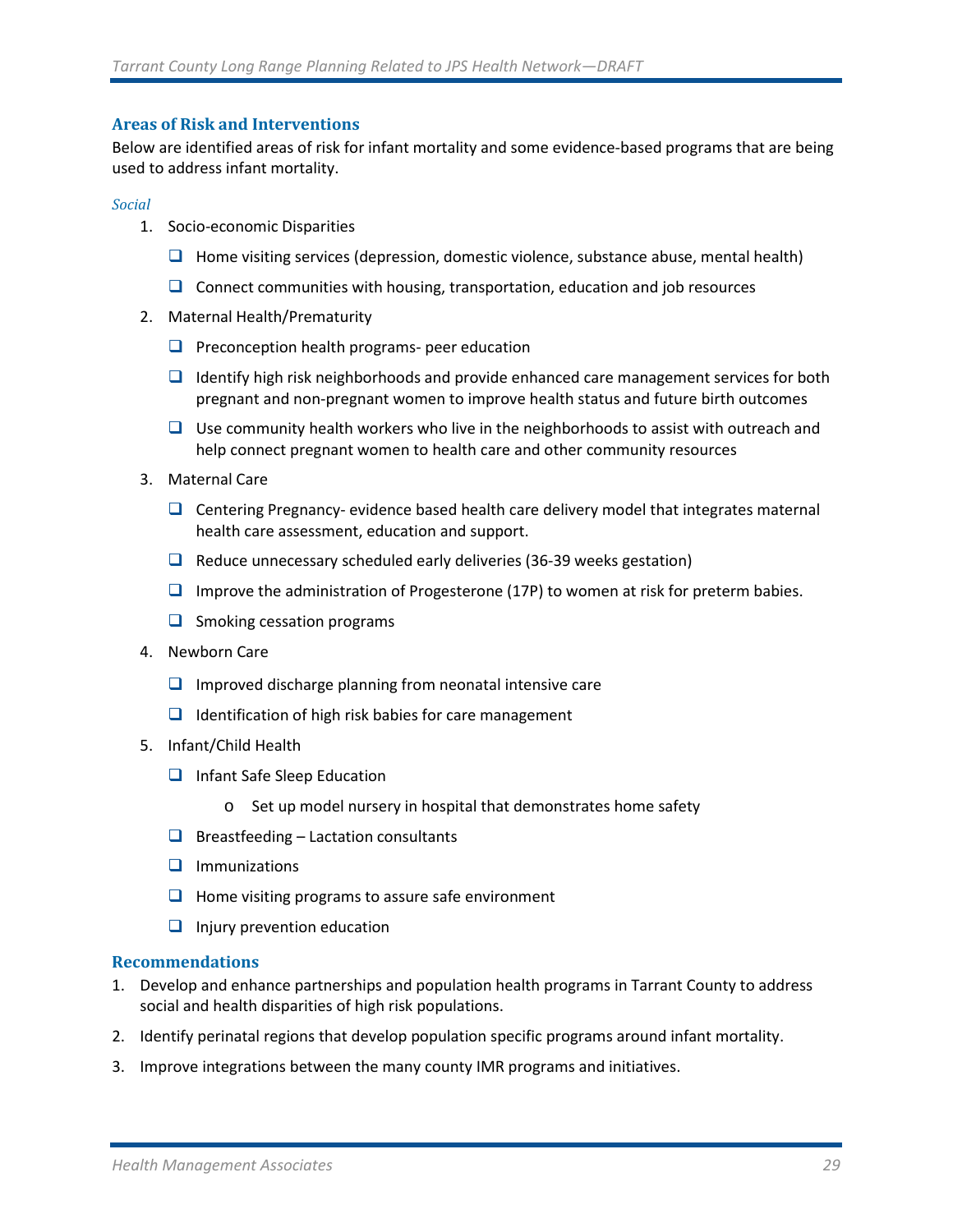## Areas of Risk and Interventions

Below are identified areas of risk for infant mortality and some evidence-based programs that are being used to address infant mortality.

### *Social*

1. Socio-economic Disparities
   - Home visiting services (depression, domestic violence, substance abuse, mental health)
   - Connect communities with housing, transportation, education and job resources
2. Maternal Health/Prematurity
   - Preconception health programs- peer education
   - Identify high risk neighborhoods and provide enhanced care management services for both pregnant and non-pregnant women to improve health status and future birth outcomes
   - Use community health workers who live in the neighborhoods to assist with outreach and help connect pregnant women to health care and other community resources
3. Maternal Care
   - Centering Pregnancy- evidence based health care delivery model that integrates maternal health care assessment, education and support.
   - Reduce unnecessary scheduled early deliveries (36-39 weeks gestation)
   - Improve the administration of Progesterone (17P) to women at risk for preterm babies.
   - Smoking cessation programs
4. Newborn Care
   - Improved discharge planning from neonatal intensive care
   - Identification of high risk babies for care management
5. Infant/Child Health
   - Infant Safe Sleep Education
     - Set up model nursery in hospital that demonstrates home safety
   - Breastfeeding – Lactation consultants
   - Immunizations
   - Home visiting programs to assure safe environment
   - Injury prevention education

## Recommendations

1. Develop and enhance partnerships and population health programs in Tarrant County to address social and health disparities of high risk populations.
2. Identify perinatal regions that develop population specific programs around infant mortality.
3. Improve integrations between the many county IMR programs and initiatives.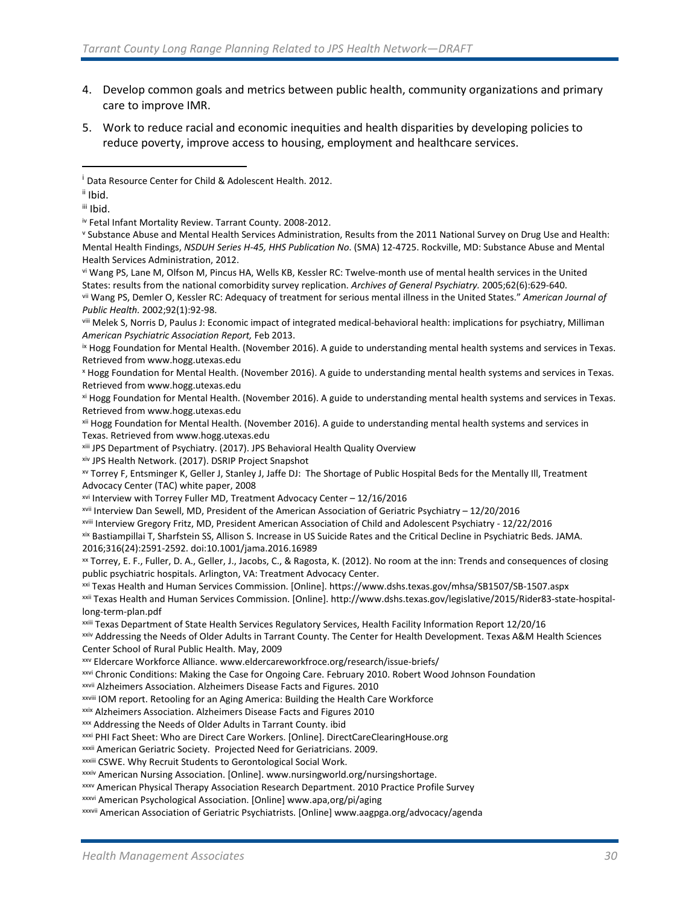4. Develop common goals and metrics between public health, community organizations and primary care to improve IMR.
5. Work to reduce racial and economic inequities and health disparities by developing policies to reduce poverty, improve access to housing, employment and healthcare services.

---

[i] Data Resource Center for Child & Adolescent Health. 2012.

[ii] Ibid.

[iii] Ibid.

[iv] Fetal Infant Mortality Review. Tarrant County. 2008-2012.

[v] Substance Abuse and Mental Health Services Administration, Results from the 2011 National Survey on Drug Use and Health: Mental Health Findings, *NSDUH Series H-45, HHS Publication No*. (SMA) 12-4725. Rockville, MD: Substance Abuse and Mental Health Services Administration, 2012.

[vi] Wang PS, Lane M, Olfson M, Pincus HA, Wells KB, Kessler RC: Twelve-month use of mental health services in the United States: results from the national comorbidity survey replication. *Archives of General Psychiatry.* 2005;62(6):629-640.

[vii] Wang PS, Demler O, Kessler RC: Adequacy of treatment for serious mental illness in the United States." *American Journal of Public Health.* 2002;92(1):92-98.

[viii] Melek S, Norris D, Paulus J: Economic impact of integrated medical-behavioral health: implications for psychiatry, Milliman *American Psychiatric Association Report,* Feb 2013.

[ix] Hogg Foundation for Mental Health. (November 2016). A guide to understanding mental health systems and services in Texas. Retrieved from www.hogg.utexas.edu

[x] Hogg Foundation for Mental Health. (November 2016). A guide to understanding mental health systems and services in Texas. Retrieved from www.hogg.utexas.edu

[xi] Hogg Foundation for Mental Health. (November 2016). A guide to understanding mental health systems and services in Texas. Retrieved from www.hogg.utexas.edu

[xii] Hogg Foundation for Mental Health. (November 2016). A guide to understanding mental health systems and services in Texas. Retrieved from www.hogg.utexas.edu

[xiii] JPS Department of Psychiatry. (2017). JPS Behavioral Health Quality Overview

[xiv] JPS Health Network. (2017). DSRIP Project Snapshot

[xv] Torrey F, Entsminger K, Geller J, Stanley J, Jaffe DJ: The Shortage of Public Hospital Beds for the Mentally Ill, Treatment Advocacy Center (TAC) white paper, 2008

[xvi] Interview with Torrey Fuller MD, Treatment Advocacy Center – 12/16/2016

[xvii] Interview Dan Sewell, MD, President of the American Association of Geriatric Psychiatry – 12/20/2016

[xviii] Interview Gregory Fritz, MD, President American Association of Child and Adolescent Psychiatry - 12/22/2016

[xix] Bastiampillai T, Sharfstein SS, Allison S. Increase in US Suicide Rates and the Critical Decline in Psychiatric Beds. JAMA. 2016;316(24):2591-2592. doi:10.1001/jama.2016.16989

[xx] Torrey, E. F., Fuller, D. A., Geller, J., Jacobs, C., & Ragosta, K. (2012). No room at the inn: Trends and consequences of closing public psychiatric hospitals. Arlington, VA: Treatment Advocacy Center.

[xxi] Texas Health and Human Services Commission. [Online]. https://www.dshs.texas.gov/mhsa/SB1507/SB-1507.aspx

[xxii] Texas Health and Human Services Commission. [Online]. http://www.dshs.texas.gov/legislative/2015/Rider83-state-hospital-long-term-plan.pdf

[xxiii] Texas Department of State Health Services Regulatory Services, Health Facility Information Report 12/20/16

[xxiv] Addressing the Needs of Older Adults in Tarrant County. The Center for Health Development. Texas A&M Health Sciences Center School of Rural Public Health. May, 2009

[xxv] Eldercare Workforce Alliance. www.eldercareworkfroce.org/research/issue-briefs/

[xxvi] Chronic Conditions: Making the Case for Ongoing Care. February 2010. Robert Wood Johnson Foundation

[xxvii] Alzheimers Association. Alzheimers Disease Facts and Figures. 2010

[xxviii] IOM report. Retooling for an Aging America: Building the Health Care Workforce

[xxix] Alzheimers Association. Alzheimers Disease Facts and Figures 2010

[xxx] Addressing the Needs of Older Adults in Tarrant County. ibid

[xxxi] PHI Fact Sheet: Who are Direct Care Workers. [Online]. DirectCareClearingHouse.org

[xxxii] American Geriatric Society. Projected Need for Geriatricians. 2009.

[xxxiii] CSWE. Why Recruit Students to Gerontological Social Work.

[xxxiv] American Nursing Association. [Online]. www.nursingworld.org/nursingshortage.

[xxxv] American Physical Therapy Association Research Department. 2010 Practice Profile Survey

[xxxvi] American Psychological Association. [Online] www.apa,org/pi/aging

[xxxvii] American Association of Geriatric Psychiatrists. [Online] www.aagpga.org/advocacy/agenda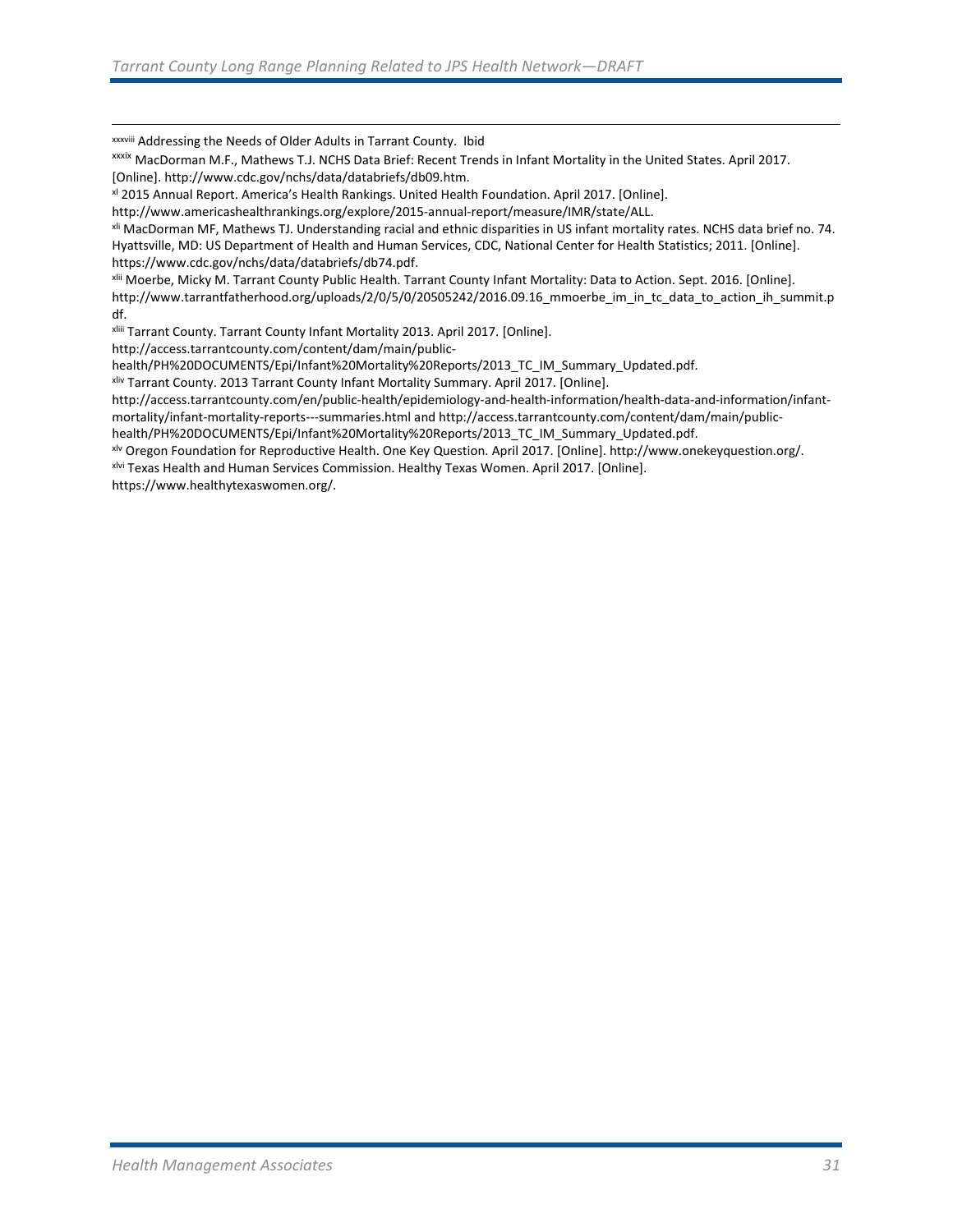[xxxviii] Addressing the Needs of Older Adults in Tarrant County. Ibid

[xxxix] MacDorman M.F., Mathews T.J. NCHS Data Brief: Recent Trends in Infant Mortality in the United States. April 2017. [Online]. http://www.cdc.gov/nchs/data/databriefs/db09.htm.

[xl] 2015 Annual Report. America's Health Rankings. United Health Foundation. April 2017. [Online]. http://www.americashealthrankings.org/explore/2015-annual-report/measure/IMR/state/ALL.

[xli] MacDorman MF, Mathews TJ. Understanding racial and ethnic disparities in US infant mortality rates. NCHS data brief no. 74. Hyattsville, MD: US Department of Health and Human Services, CDC, National Center for Health Statistics; 2011. [Online]. https://www.cdc.gov/nchs/data/databriefs/db74.pdf.

[xlii] Moerbe, Micky M. Tarrant County Public Health. Tarrant County Infant Mortality: Data to Action. Sept. 2016. [Online]. http://www.tarrantfatherhood.org/uploads/2/0/5/0/20505242/2016.09.16_mmoerbe_im_in_tc_data_to_action_ih_summit.pdf.

[xliii] Tarrant County. Tarrant County Infant Mortality 2013. April 2017. [Online]. http://access.tarrantcounty.com/content/dam/main/public-health/PH%20DOCUMENTS/Epi/Infant%20Mortality%20Reports/2013_TC_IM_Summary_Updated.pdf.

[xliv] Tarrant County. 2013 Tarrant County Infant Mortality Summary. April 2017. [Online]. http://access.tarrantcounty.com/en/public-health/epidemiology-and-health-information/health-data-and-information/infant-mortality/infant-mortality-reports---summaries.html and http://access.tarrantcounty.com/content/dam/main/public-health/PH%20DOCUMENTS/Epi/Infant%20Mortality%20Reports/2013_TC_IM_Summary_Updated.pdf.

[xlv] Oregon Foundation for Reproductive Health. One Key Question. April 2017. [Online]. http://www.onekeyquestion.org/.

[xlvi] Texas Health and Human Services Commission. Healthy Texas Women. April 2017. [Online]. https://www.healthytexaswomen.org/.